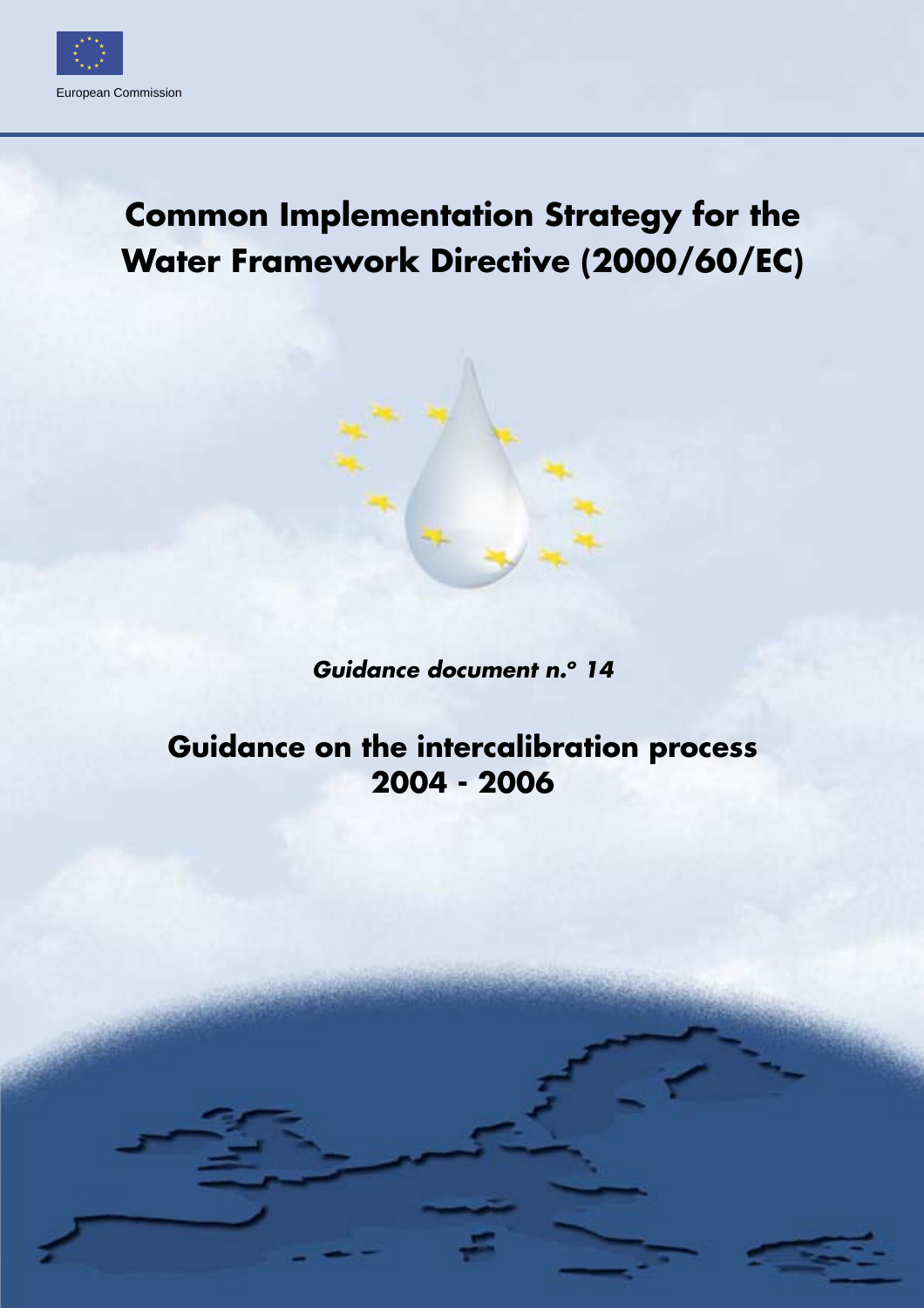European Commission

# Common Implementation Strategy for the Water Framework Directive (2000/60/EC)

***Guidance document n.° 14***

## Guidance on the intercalibration process 2004 - 2006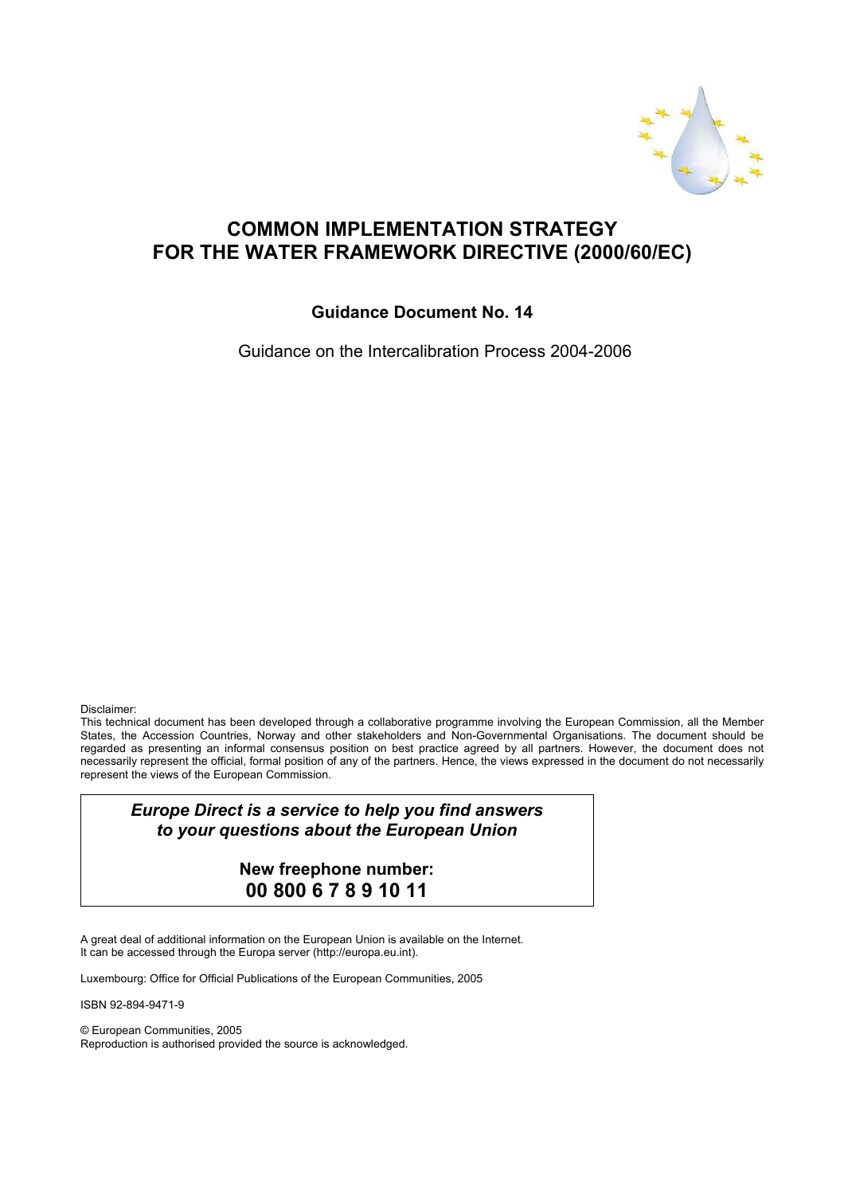# COMMON IMPLEMENTATION STRATEGY FOR THE WATER FRAMEWORK DIRECTIVE (2000/60/EC)

**Guidance Document No. 14**

Guidance on the Intercalibration Process 2004-2006

Disclaimer:
This technical document has been developed through a collaborative programme involving the European Commission, all the Member States, the Accession Countries, Norway and other stakeholders and Non-Governmental Organisations. The document should be regarded as presenting an informal consensus position on best practice agreed by all partners. However, the document does not necessarily represent the official, formal position of any of the partners. Hence, the views expressed in the document do not necessarily represent the views of the European Commission.

***Europe Direct is a service to help you find answers to your questions about the European Union***

**New freephone number:**
**00 800 6 7 8 9 10 11**

A great deal of additional information on the European Union is available on the Internet.
It can be accessed through the Europa server (http://europa.eu.int).

Luxembourg: Office for Official Publications of the European Communities, 2005

ISBN 92-894-9471-9

© European Communities, 2005
Reproduction is authorised provided the source is acknowledged.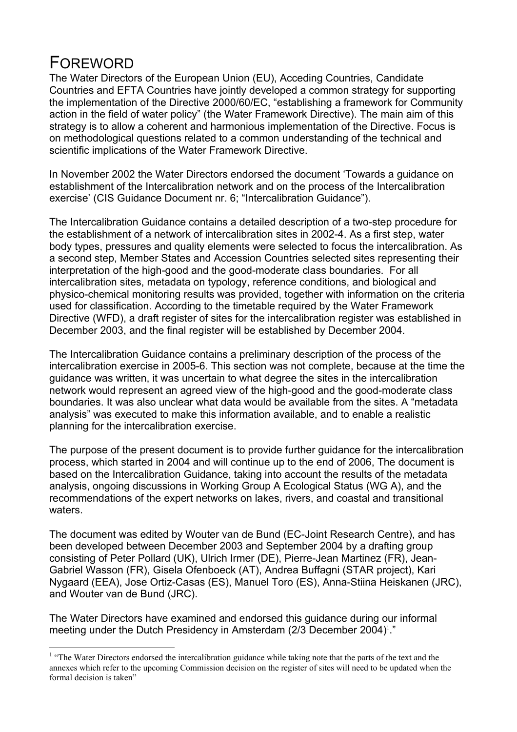# FOREWORD

The Water Directors of the European Union (EU), Acceding Countries, Candidate Countries and EFTA Countries have jointly developed a common strategy for supporting the implementation of the Directive 2000/60/EC, "establishing a framework for Community action in the field of water policy" (the Water Framework Directive). The main aim of this strategy is to allow a coherent and harmonious implementation of the Directive. Focus is on methodological questions related to a common understanding of the technical and scientific implications of the Water Framework Directive.

In November 2002 the Water Directors endorsed the document 'Towards a guidance on establishment of the Intercalibration network and on the process of the Intercalibration exercise' (CIS Guidance Document nr. 6; "Intercalibration Guidance").

The Intercalibration Guidance contains a detailed description of a two-step procedure for the establishment of a network of intercalibration sites in 2002-4. As a first step, water body types, pressures and quality elements were selected to focus the intercalibration. As a second step, Member States and Accession Countries selected sites representing their interpretation of the high-good and the good-moderate class boundaries. For all intercalibration sites, metadata on typology, reference conditions, and biological and physico-chemical monitoring results was provided, together with information on the criteria used for classification. According to the timetable required by the Water Framework Directive (WFD), a draft register of sites for the intercalibration register was established in December 2003, and the final register will be established by December 2004.

The Intercalibration Guidance contains a preliminary description of the process of the intercalibration exercise in 2005-6. This section was not complete, because at the time the guidance was written, it was uncertain to what degree the sites in the intercalibration network would represent an agreed view of the high-good and the good-moderate class boundaries. It was also unclear what data would be available from the sites. A "metadata analysis" was executed to make this information available, and to enable a realistic planning for the intercalibration exercise.

The purpose of the present document is to provide further guidance for the intercalibration process, which started in 2004 and will continue up to the end of 2006, The document is based on the Intercalibration Guidance, taking into account the results of the metadata analysis, ongoing discussions in Working Group A Ecological Status (WG A), and the recommendations of the expert networks on lakes, rivers, and coastal and transitional waters.

The document was edited by Wouter van de Bund (EC-Joint Research Centre), and has been developed between December 2003 and September 2004 by a drafting group consisting of Peter Pollard (UK), Ulrich Irmer (DE), Pierre-Jean Martinez (FR), Jean-Gabriel Wasson (FR), Gisela Ofenboeck (AT), Andrea Buffagni (STAR project), Kari Nygaard (EEA), Jose Ortiz-Casas (ES), Manuel Toro (ES), Anna-Stiina Heiskanen (JRC), and Wouter van de Bund (JRC).

The Water Directors have examined and endorsed this guidance during our informal meeting under the Dutch Presidency in Amsterdam (2/3 December 2004)[1]."

[1] "The Water Directors endorsed the intercalibration guidance while taking note that the parts of the text and the annexes which refer to the upcoming Commission decision on the register of sites will need to be updated when the formal decision is taken"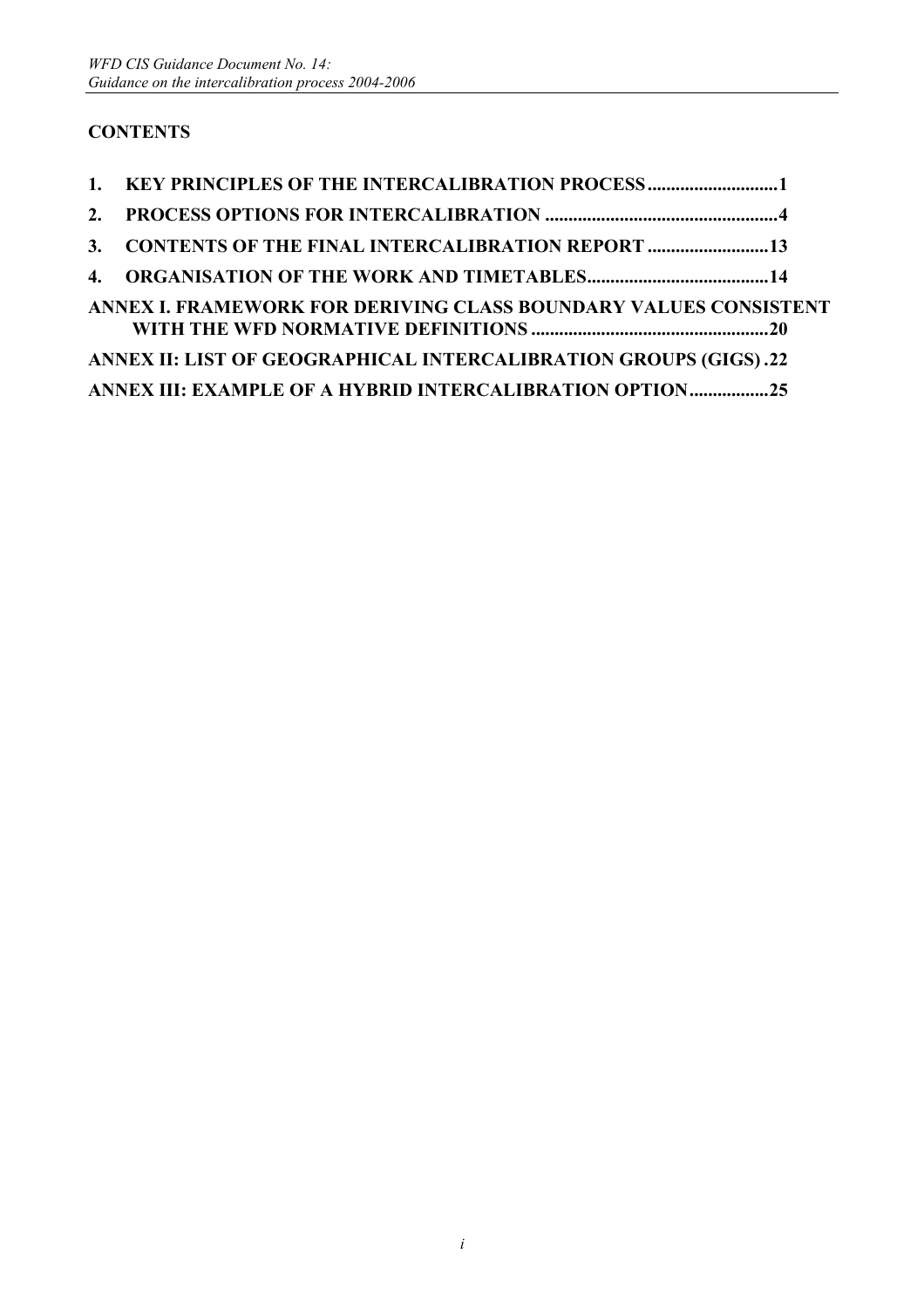# CONTENTS

1. **KEY PRINCIPLES OF THE INTERCALIBRATION PROCESS ............................1**
2. **PROCESS OPTIONS FOR INTERCALIBRATION ..................................................4**
3. **CONTENTS OF THE FINAL INTERCALIBRATION REPORT ..........................13**
4. **ORGANISATION OF THE WORK AND TIMETABLES.......................................14**

**ANNEX I. FRAMEWORK FOR DERIVING CLASS BOUNDARY VALUES CONSISTENT WITH THE WFD NORMATIVE DEFINITIONS ..................................................20**

**ANNEX II: LIST OF GEOGRAPHICAL INTERCALIBRATION GROUPS (GIGS) .22**

**ANNEX III: EXAMPLE OF A HYBRID INTERCALIBRATION OPTION.................25**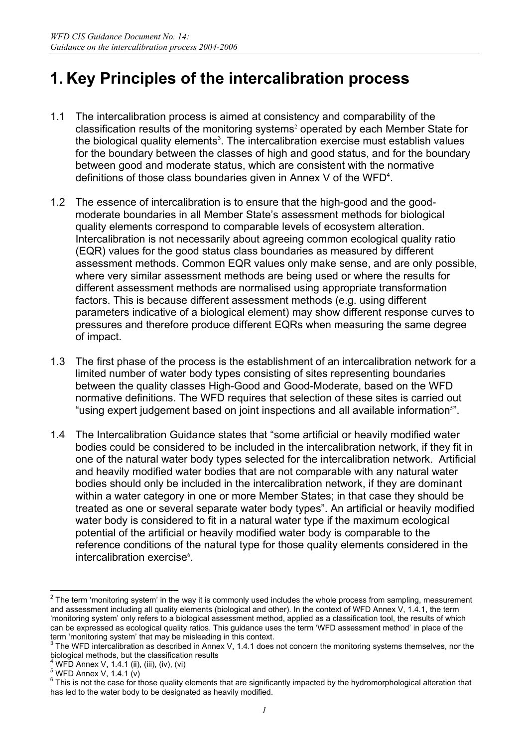# 1. Key Principles of the intercalibration process

1.1 The intercalibration process is aimed at consistency and comparability of the classification results of the monitoring systems[2] operated by each Member State for the biological quality elements[3]. The intercalibration exercise must establish values for the boundary between the classes of high and good status, and for the boundary between good and moderate status, which are consistent with the normative definitions of those class boundaries given in Annex V of the WFD[4].

1.2 The essence of intercalibration is to ensure that the high-good and the good-moderate boundaries in all Member State's assessment methods for biological quality elements correspond to comparable levels of ecosystem alteration. Intercalibration is not necessarily about agreeing common ecological quality ratio (EQR) values for the good status class boundaries as measured by different assessment methods. Common EQR values only make sense, and are only possible, where very similar assessment methods are being used or where the results for different assessment methods are normalised using appropriate transformation factors. This is because different assessment methods (e.g. using different parameters indicative of a biological element) may show different response curves to pressures and therefore produce different EQRs when measuring the same degree of impact.

1.3 The first phase of the process is the establishment of an intercalibration network for a limited number of water body types consisting of sites representing boundaries between the quality classes High-Good and Good-Moderate, based on the WFD normative definitions. The WFD requires that selection of these sites is carried out "using expert judgement based on joint inspections and all available information[5]".

1.4 The Intercalibration Guidance states that "some artificial or heavily modified water bodies could be considered to be included in the intercalibration network, if they fit in one of the natural water body types selected for the intercalibration network. Artificial and heavily modified water bodies that are not comparable with any natural water bodies should only be included in the intercalibration network, if they are dominant within a water category in one or more Member States; in that case they should be treated as one or several separate water body types". An artificial or heavily modified water body is considered to fit in a natural water type if the maximum ecological potential of the artificial or heavily modified water body is comparable to the reference conditions of the natural type for those quality elements considered in the intercalibration exercise[6].

---

[2] The term 'monitoring system' in the way it is commonly used includes the whole process from sampling, measurement and assessment including all quality elements (biological and other). In the context of WFD Annex V, 1.4.1, the term 'monitoring system' only refers to a biological assessment method, applied as a classification tool, the results of which can be expressed as ecological quality ratios. This guidance uses the term 'WFD assessment method' in place of the term 'monitoring system' that may be misleading in this context.

[3] The WFD intercalibration as described in Annex V, 1.4.1 does not concern the monitoring systems themselves, nor the biological methods, but the classification results

[4] WFD Annex V, 1.4.1 (ii), (iii), (iv), (vi)

[5] WFD Annex V, 1.4.1 (v)

[6] This is not the case for those quality elements that are significantly impacted by the hydromorphological alteration that has led to the water body to be designated as heavily modified.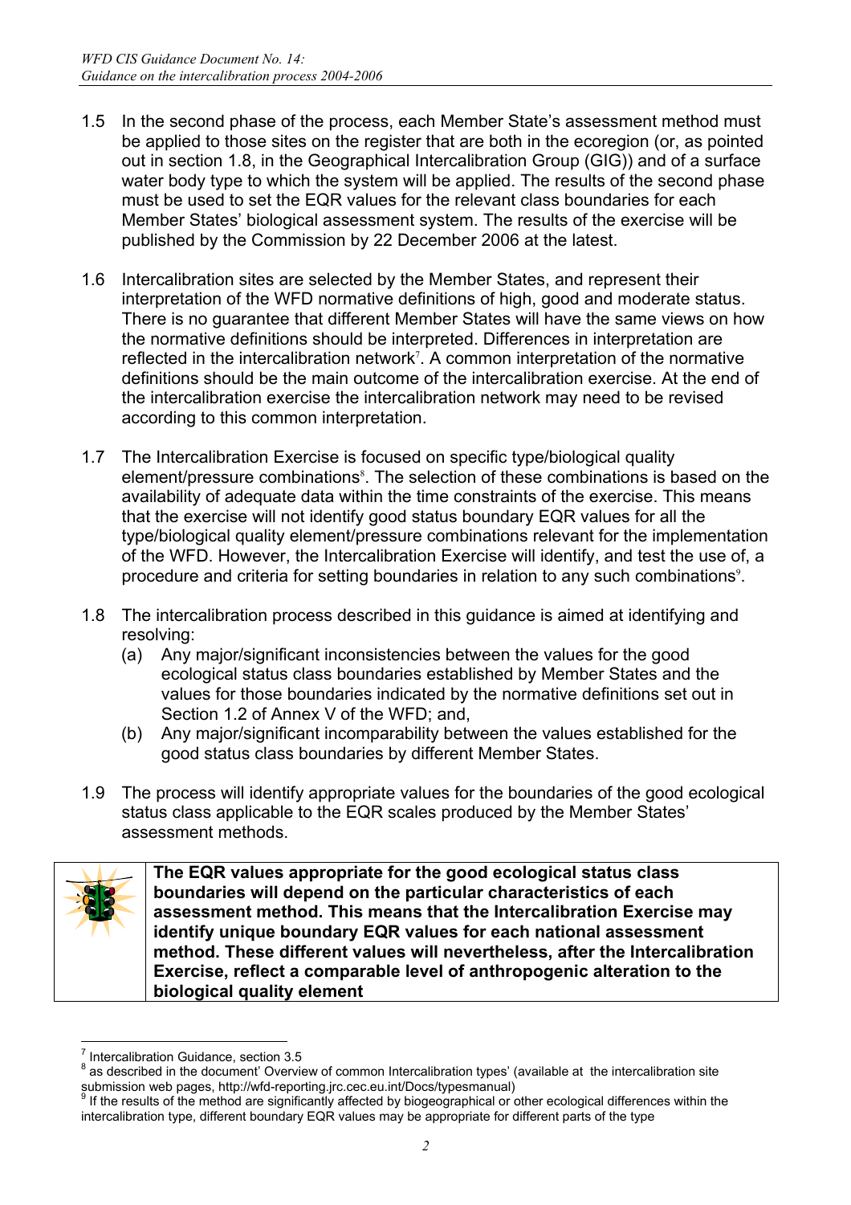1.5 In the second phase of the process, each Member State's assessment method must be applied to those sites on the register that are both in the ecoregion (or, as pointed out in section 1.8, in the Geographical Intercalibration Group (GIG)) and of a surface water body type to which the system will be applied. The results of the second phase must be used to set the EQR values for the relevant class boundaries for each Member States' biological assessment system. The results of the exercise will be published by the Commission by 22 December 2006 at the latest.

1.6 Intercalibration sites are selected by the Member States, and represent their interpretation of the WFD normative definitions of high, good and moderate status. There is no guarantee that different Member States will have the same views on how the normative definitions should be interpreted. Differences in interpretation are reflected in the intercalibration network[7]. A common interpretation of the normative definitions should be the main outcome of the intercalibration exercise. At the end of the intercalibration exercise the intercalibration network may need to be revised according to this common interpretation.

1.7 The Intercalibration Exercise is focused on specific type/biological quality element/pressure combinations[8]. The selection of these combinations is based on the availability of adequate data within the time constraints of the exercise. This means that the exercise will not identify good status boundary EQR values for all the type/biological quality element/pressure combinations relevant for the implementation of the WFD. However, the Intercalibration Exercise will identify, and test the use of, a procedure and criteria for setting boundaries in relation to any such combinations[9].

1.8 The intercalibration process described in this guidance is aimed at identifying and resolving:

(a) Any major/significant inconsistencies between the values for the good ecological status class boundaries established by Member States and the values for those boundaries indicated by the normative definitions set out in Section 1.2 of Annex V of the WFD; and,

(b) Any major/significant incomparability between the values established for the good status class boundaries by different Member States.

1.9 The process will identify appropriate values for the boundaries of the good ecological status class applicable to the EQR scales produced by the Member States' assessment methods.

**The EQR values appropriate for the good ecological status class boundaries will depend on the particular characteristics of each assessment method. This means that the Intercalibration Exercise may identify unique boundary EQR values for each national assessment method. These different values will nevertheless, after the Intercalibration Exercise, reflect a comparable level of anthropogenic alteration to the biological quality element**

[7] Intercalibration Guidance, section 3.5

[8] as described in the document' Overview of common Intercalibration types' (available at the intercalibration site submission web pages, http://wfd-reporting.jrc.cec.eu.int/Docs/typesmanual)

[9] If the results of the method are significantly affected by biogeographical or other ecological differences within the intercalibration type, different boundary EQR values may be appropriate for different parts of the type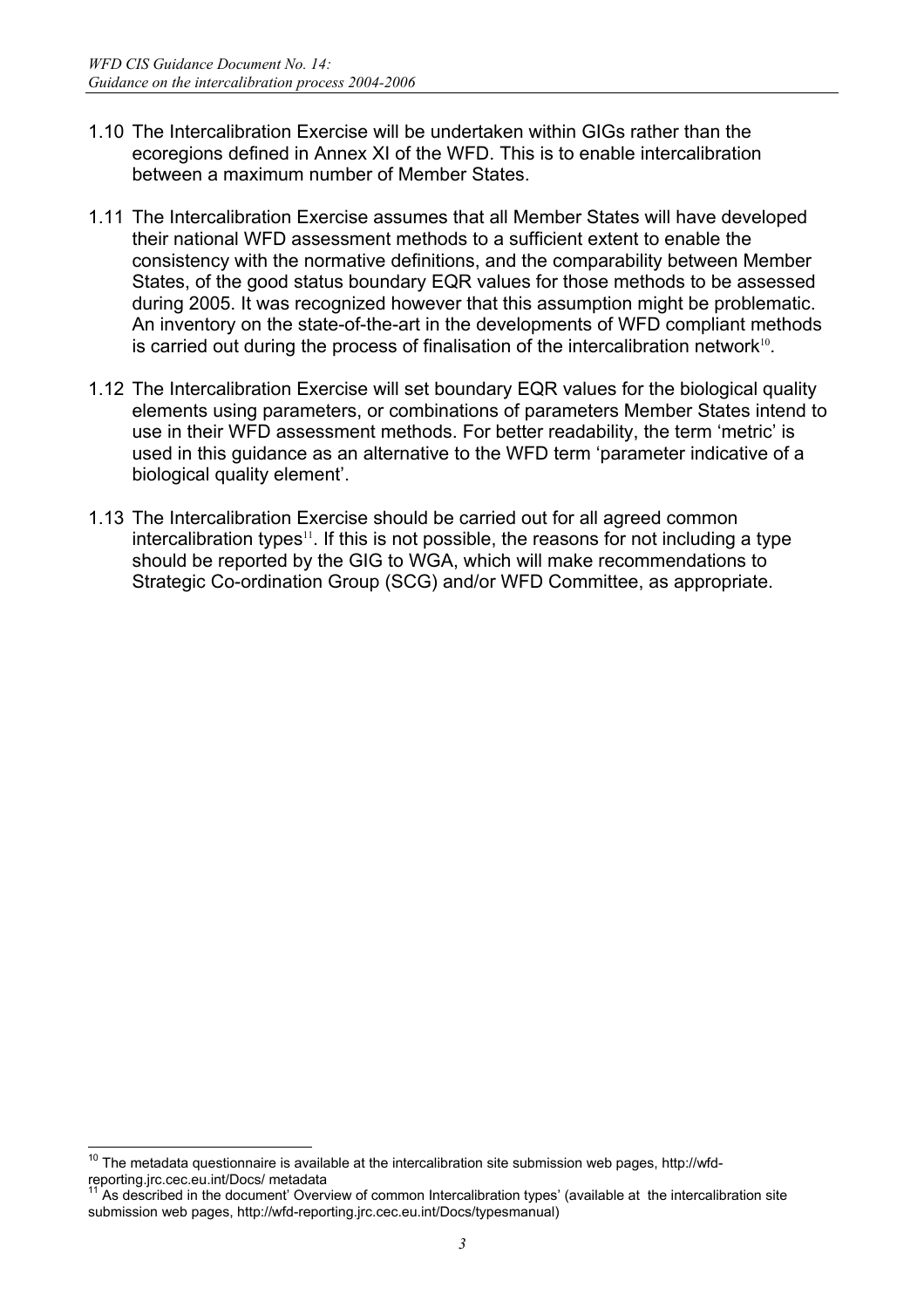1.10 The Intercalibration Exercise will be undertaken within GIGs rather than the ecoregions defined in Annex XI of the WFD. This is to enable intercalibration between a maximum number of Member States.

1.11 The Intercalibration Exercise assumes that all Member States will have developed their national WFD assessment methods to a sufficient extent to enable the consistency with the normative definitions, and the comparability between Member States, of the good status boundary EQR values for those methods to be assessed during 2005. It was recognized however that this assumption might be problematic. An inventory on the state-of-the-art in the developments of WFD compliant methods is carried out during the process of finalisation of the intercalibration network[10].

1.12 The Intercalibration Exercise will set boundary EQR values for the biological quality elements using parameters, or combinations of parameters Member States intend to use in their WFD assessment methods. For better readability, the term 'metric' is used in this guidance as an alternative to the WFD term 'parameter indicative of a biological quality element'.

1.13 The Intercalibration Exercise should be carried out for all agreed common intercalibration types[11]. If this is not possible, the reasons for not including a type should be reported by the GIG to WGA, which will make recommendations to Strategic Co-ordination Group (SCG) and/or WFD Committee, as appropriate.

---

[10] The metadata questionnaire is available at the intercalibration site submission web pages, http://wfd-reporting.jrc.cec.eu.int/Docs/ metadata

[11] As described in the document' Overview of common Intercalibration types' (available at the intercalibration site submission web pages, http://wfd-reporting.jrc.cec.eu.int/Docs/typesmanual)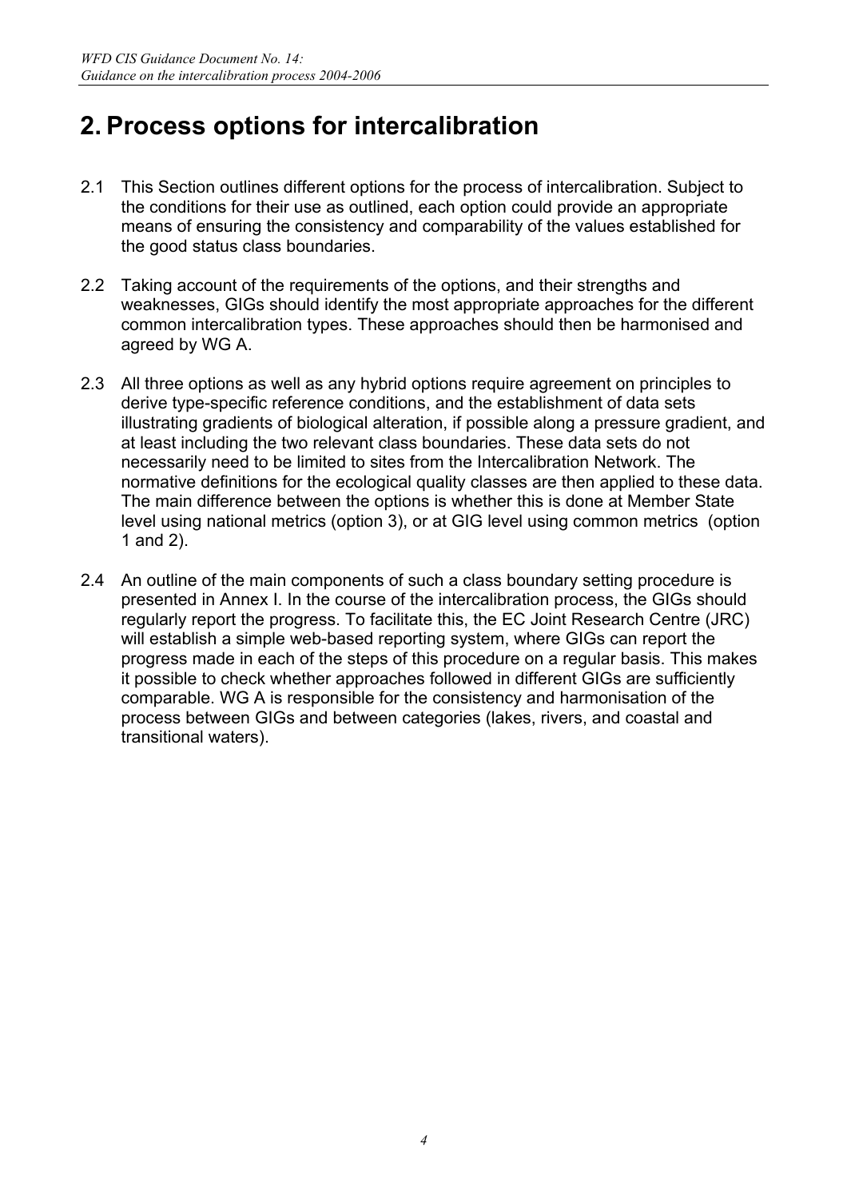# 2. Process options for intercalibration

2.1 This Section outlines different options for the process of intercalibration. Subject to the conditions for their use as outlined, each option could provide an appropriate means of ensuring the consistency and comparability of the values established for the good status class boundaries.

2.2 Taking account of the requirements of the options, and their strengths and weaknesses, GIGs should identify the most appropriate approaches for the different common intercalibration types. These approaches should then be harmonised and agreed by WG A.

2.3 All three options as well as any hybrid options require agreement on principles to derive type-specific reference conditions, and the establishment of data sets illustrating gradients of biological alteration, if possible along a pressure gradient, and at least including the two relevant class boundaries. These data sets do not necessarily need to be limited to sites from the Intercalibration Network. The normative definitions for the ecological quality classes are then applied to these data. The main difference between the options is whether this is done at Member State level using national metrics (option 3), or at GIG level using common metrics (option 1 and 2).

2.4 An outline of the main components of such a class boundary setting procedure is presented in Annex I. In the course of the intercalibration process, the GIGs should regularly report the progress. To facilitate this, the EC Joint Research Centre (JRC) will establish a simple web-based reporting system, where GIGs can report the progress made in each of the steps of this procedure on a regular basis. This makes it possible to check whether approaches followed in different GIGs are sufficiently comparable. WG A is responsible for the consistency and harmonisation of the process between GIGs and between categories (lakes, rivers, and coastal and transitional waters).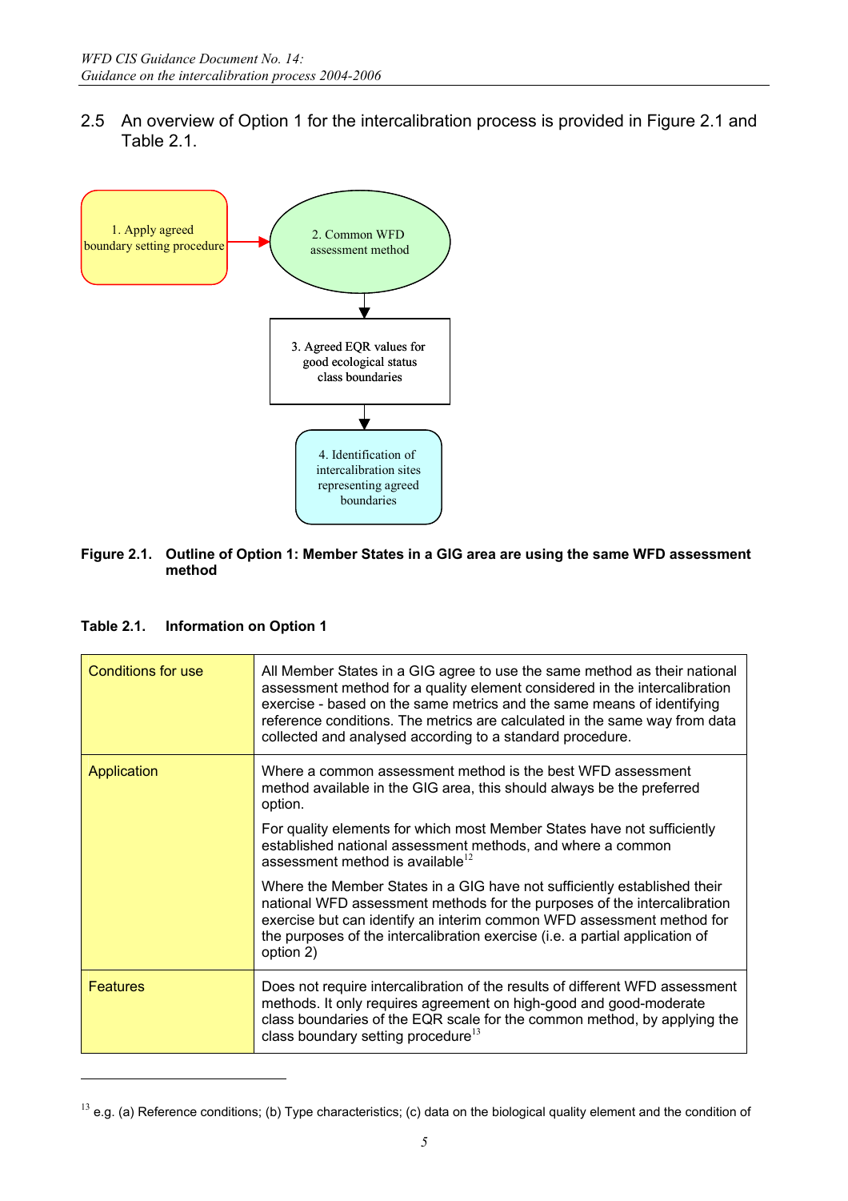2.5 An overview of Option 1 for the intercalibration process is provided in Figure 2.1 and Table 2.1.

1. Apply agreed boundary setting procedure → 2. Common WFD assessment method → 3. Agreed EQR values for good ecological status class boundaries → 4. Identification of intercalibration sites representing agreed boundaries

**Figure 2.1. Outline of Option 1: Member States in a GIG area are using the same WFD assessment method**

**Table 2.1. Information on Option 1**

| | |
|---|---|
| Conditions for use | All Member States in a GIG agree to use the same method as their national assessment method for a quality element considered in the intercalibration exercise - based on the same metrics and the same means of identifying reference conditions. The metrics are calculated in the same way from data collected and analysed according to a standard procedure. |
| Application | Where a common assessment method is the best WFD assessment method available in the GIG area, this should always be the preferred option.<br><br>For quality elements for which most Member States have not sufficiently established national assessment methods, and where a common assessment method is available[12]<br><br>Where the Member States in a GIG have not sufficiently established their national WFD assessment methods for the purposes of the intercalibration exercise but can identify an interim common WFD assessment method for the purposes of the intercalibration exercise (i.e. a partial application of option 2) |
| Features | Does not require intercalibration of the results of different WFD assessment methods. It only requires agreement on high-good and good-moderate class boundaries of the EQR scale for the common method, by applying the class boundary setting procedure[13] |

[13] e.g. (a) Reference conditions; (b) Type characteristics; (c) data on the biological quality element and the condition of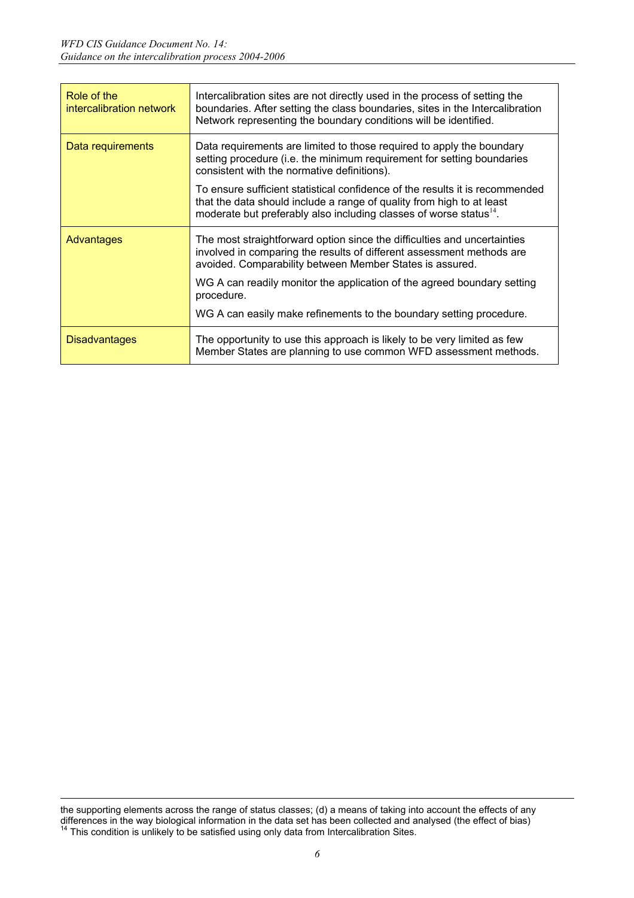| | |
|---|---|
| Role of the intercalibration network | Intercalibration sites are not directly used in the process of setting the boundaries. After setting the class boundaries, sites in the Intercalibration Network representing the boundary conditions will be identified. |
| Data requirements | Data requirements are limited to those required to apply the boundary setting procedure (i.e. the minimum requirement for setting boundaries consistent with the normative definitions).<br><br>To ensure sufficient statistical confidence of the results it is recommended that the data should include a range of quality from high to at least moderate but preferably also including classes of worse status[14]. |
| Advantages | The most straightforward option since the difficulties and uncertainties involved in comparing the results of different assessment methods are avoided. Comparability between Member States is assured.<br><br>WG A can readily monitor the application of the agreed boundary setting procedure.<br><br>WG A can easily make refinements to the boundary setting procedure. |
| Disadvantages | The opportunity to use this approach is likely to be very limited as few Member States are planning to use common WFD assessment methods. |

---

the supporting elements across the range of status classes; (d) a means of taking into account the effects of any differences in the way biological information in the data set has been collected and analysed (the effect of bias)

[14] This condition is unlikely to be satisfied using only data from Intercalibration Sites.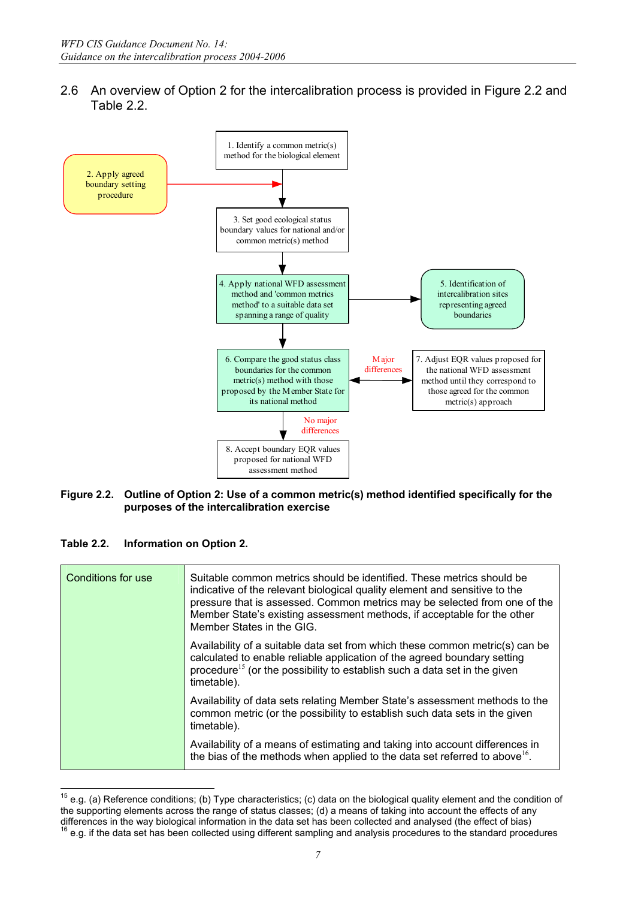2.6 An overview of Option 2 for the intercalibration process is provided in Figure 2.2 and Table 2.2.

1. Identify a common metric(s) method for the biological element

2. Apply agreed boundary setting procedure

3. Set good ecological status boundary values for national and/or common metric(s) method

4. Apply national WFD assessment method and 'common metrics method' to a suitable data set spanning a range of quality

5. Identification of intercalibration sites representing agreed boundaries

6. Compare the good status class boundaries for the common metric(s) method with those proposed by the Member State for its national method

Major differences

7. Adjust EQR values proposed for the national WFD assessment method until they correspond to those agreed for the common metric(s) approach

No major differences

8. Accept boundary EQR values proposed for national WFD assessment method

**Figure 2.2. Outline of Option 2: Use of a common metric(s) method identified specifically for the purposes of the intercalibration exercise**

**Table 2.2. Information on Option 2.**

| | |
|---|---|
| Conditions for use | Suitable common metrics should be identified. These metrics should be indicative of the relevant biological quality element and sensitive to the pressure that is assessed. Common metrics may be selected from one of the Member State's existing assessment methods, if acceptable for the other Member States in the GIG.<br><br>Availability of a suitable data set from which these common metric(s) can be calculated to enable reliable application of the agreed boundary setting procedure[15] (or the possibility to establish such a data set in the given timetable).<br><br>Availability of data sets relating Member State's assessment methods to the common metric (or the possibility to establish such data sets in the given timetable).<br><br>Availability of a means of estimating and taking into account differences in the bias of the methods when applied to the data set referred to above[16]. |

[15] e.g. (a) Reference conditions; (b) Type characteristics; (c) data on the biological quality element and the condition of the supporting elements across the range of status classes; (d) a means of taking into account the effects of any differences in the way biological information in the data set has been collected and analysed (the effect of bias)

[16] e.g. if the data set has been collected using different sampling and analysis procedures to the standard procedures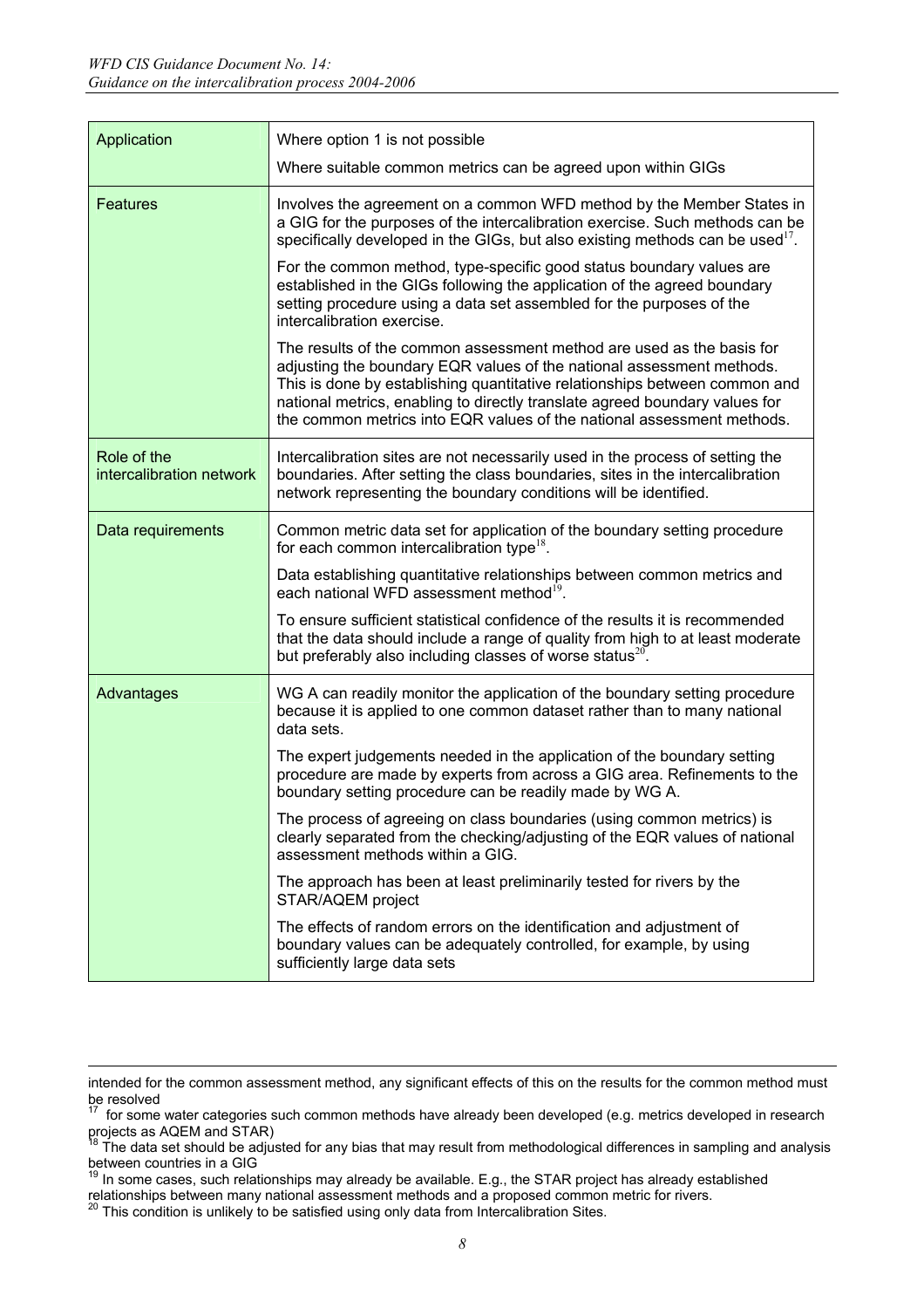| | |
|---|---|
| Application | Where option 1 is not possible<br><br>Where suitable common metrics can be agreed upon within GIGs |
| Features | Involves the agreement on a common WFD method by the Member States in a GIG for the purposes of the intercalibration exercise. Such methods can be specifically developed in the GIGs, but also existing methods can be used[17].<br><br>For the common method, type-specific good status boundary values are established in the GIGs following the application of the agreed boundary setting procedure using a data set assembled for the purposes of the intercalibration exercise.<br><br>The results of the common assessment method are used as the basis for adjusting the boundary EQR values of the national assessment methods. This is done by establishing quantitative relationships between common and national metrics, enabling to directly translate agreed boundary values for the common metrics into EQR values of the national assessment methods. |
| Role of the intercalibration network | Intercalibration sites are not necessarily used in the process of setting the boundaries. After setting the class boundaries, sites in the intercalibration network representing the boundary conditions will be identified. |
| Data requirements | Common metric data set for application of the boundary setting procedure for each common intercalibration type[18].<br><br>Data establishing quantitative relationships between common metrics and each national WFD assessment method[19].<br><br>To ensure sufficient statistical confidence of the results it is recommended that the data should include a range of quality from high to at least moderate but preferably also including classes of worse status[20]. |
| Advantages | WG A can readily monitor the application of the boundary setting procedure because it is applied to one common dataset rather than to many national data sets.<br><br>The expert judgements needed in the application of the boundary setting procedure are made by experts from across a GIG area. Refinements to the boundary setting procedure can be readily made by WG A.<br><br>The process of agreeing on class boundaries (using common metrics) is clearly separated from the checking/adjusting of the EQR values of national assessment methods within a GIG.<br><br>The approach has been at least preliminarily tested for rivers by the STAR/AQEM project<br><br>The effects of random errors on the identification and adjustment of boundary values can be adequately controlled, for example, by using sufficiently large data sets |

---

intended for the common assessment method, any significant effects of this on the results for the common method must be resolved

[17] for some water categories such common methods have already been developed (e.g. metrics developed in research projects as AQEM and STAR)

[18] The data set should be adjusted for any bias that may result from methodological differences in sampling and analysis between countries in a GIG

[19] In some cases, such relationships may already be available. E.g., the STAR project has already established relationships between many national assessment methods and a proposed common metric for rivers.

[20] This condition is unlikely to be satisfied using only data from Intercalibration Sites.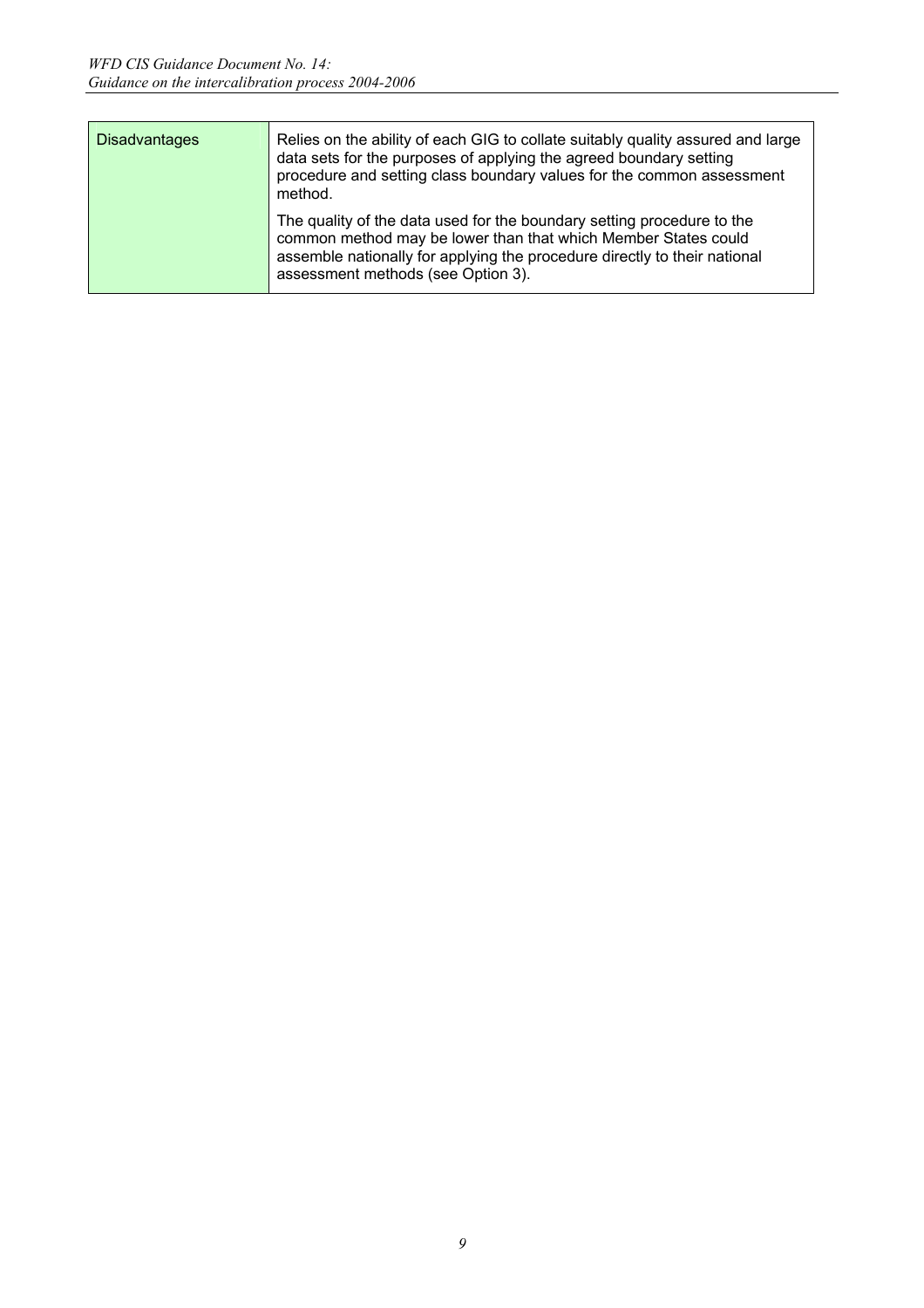| Disadvantages | Relies on the ability of each GIG to collate suitably quality assured and large data sets for the purposes of applying the agreed boundary setting procedure and setting class boundary values for the common assessment method.<br><br>The quality of the data used for the boundary setting procedure to the common method may be lower than that which Member States could assemble nationally for applying the procedure directly to their national assessment methods (see Option 3). |
|---|---|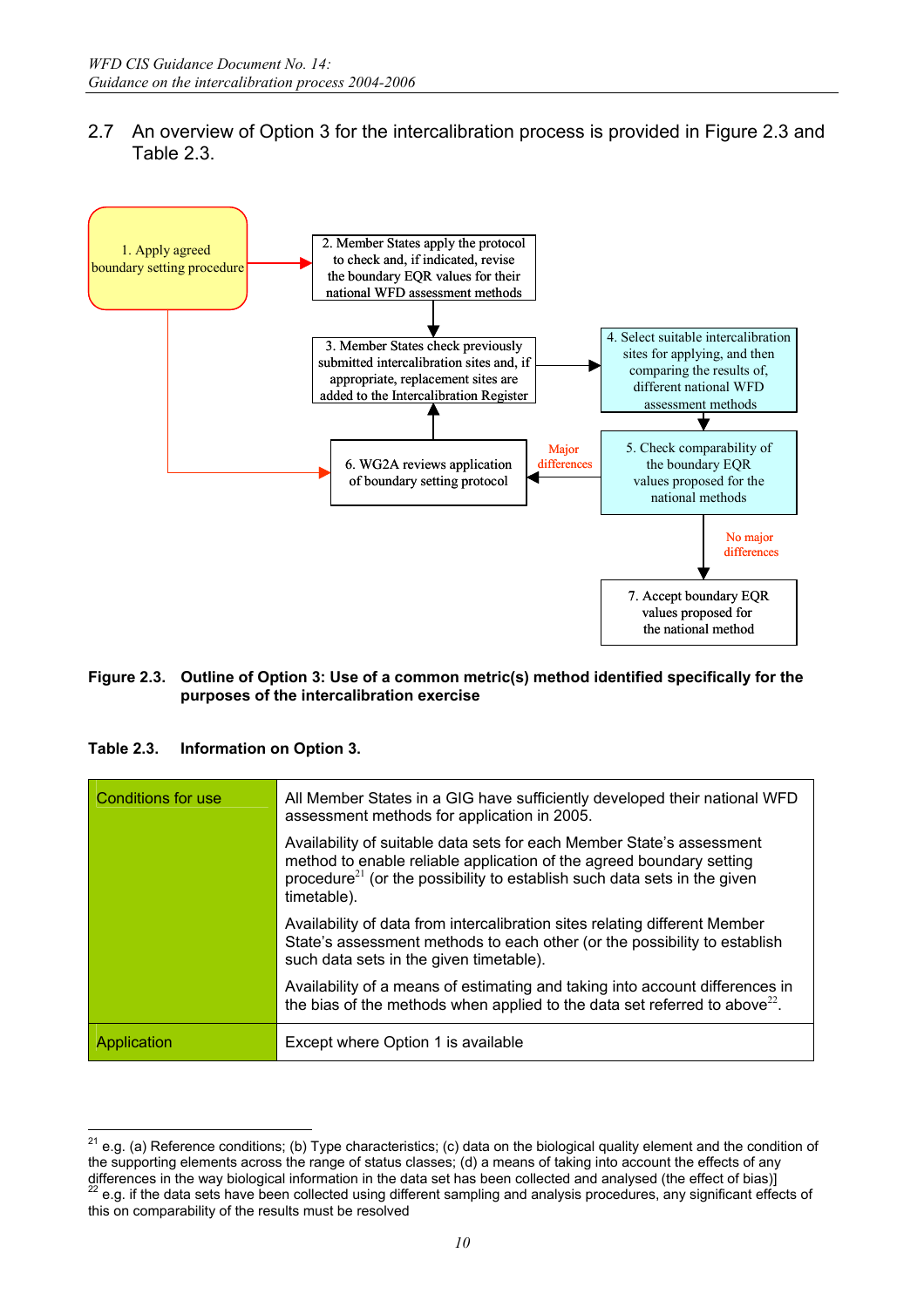2.7 An overview of Option 3 for the intercalibration process is provided in Figure 2.3 and Table 2.3.

1. Apply agreed boundary setting procedure

2. Member States apply the protocol to check and, if indicated, revise the boundary EQR values for their national WFD assessment methods

3. Member States check previously submitted intercalibration sites and, if appropriate, replacement sites are added to the Intercalibration Register

4. Select suitable intercalibration sites for applying, and then comparing the results of, different national WFD assessment methods

5. Check comparability of the boundary EQR values proposed for the national methods

6. WG2A reviews application of boundary setting protocol

7. Accept boundary EQR values proposed for the national method

Major differences

No major differences

**Figure 2.3. Outline of Option 3: Use of a common metric(s) method identified specifically for the purposes of the intercalibration exercise**

**Table 2.3. Information on Option 3.**

| | |
|---|---|
| Conditions for use | All Member States in a GIG have sufficiently developed their national WFD assessment methods for application in 2005.<br><br>Availability of suitable data sets for each Member State's assessment method to enable reliable application of the agreed boundary setting procedure[21] (or the possibility to establish such data sets in the given timetable).<br><br>Availability of data from intercalibration sites relating different Member State's assessment methods to each other (or the possibility to establish such data sets in the given timetable).<br><br>Availability of a means of estimating and taking into account differences in the bias of the methods when applied to the data set referred to above[22]. |
| Application | Except where Option 1 is available |

[21] e.g. (a) Reference conditions; (b) Type characteristics; (c) data on the biological quality element and the condition of the supporting elements across the range of status classes; (d) a means of taking into account the effects of any differences in the way biological information in the data set has been collected and analysed (the effect of bias)]

[22] e.g. if the data sets have been collected using different sampling and analysis procedures, any significant effects of this on comparability of the results must be resolved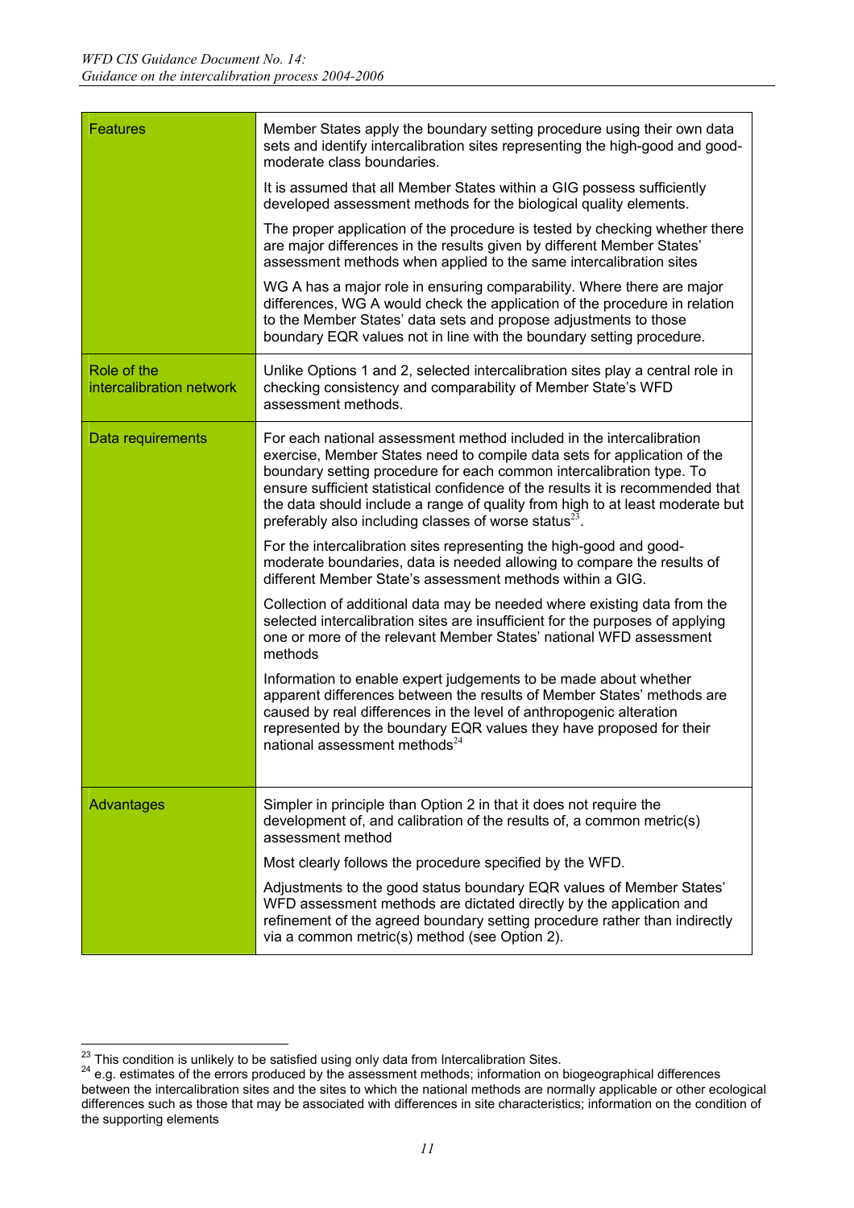| | |
|---|---|
| Features | Member States apply the boundary setting procedure using their own data sets and identify intercalibration sites representing the high-good and good-moderate class boundaries.<br><br>It is assumed that all Member States within a GIG possess sufficiently developed assessment methods for the biological quality elements.<br><br>The proper application of the procedure is tested by checking whether there are major differences in the results given by different Member States' assessment methods when applied to the same intercalibration sites<br><br>WG A has a major role in ensuring comparability. Where there are major differences, WG A would check the application of the procedure in relation to the Member States' data sets and propose adjustments to those boundary EQR values not in line with the boundary setting procedure. |
| Role of the intercalibration network | Unlike Options 1 and 2, selected intercalibration sites play a central role in checking consistency and comparability of Member State's WFD assessment methods. |
| Data requirements | For each national assessment method included in the intercalibration exercise, Member States need to compile data sets for application of the boundary setting procedure for each common intercalibration type. To ensure sufficient statistical confidence of the results it is recommended that the data should include a range of quality from high to at least moderate but preferably also including classes of worse status[23].<br><br>For the intercalibration sites representing the high-good and good-moderate boundaries, data is needed allowing to compare the results of different Member State's assessment methods within a GIG.<br><br>Collection of additional data may be needed where existing data from the selected intercalibration sites are insufficient for the purposes of applying one or more of the relevant Member States' national WFD assessment methods<br><br>Information to enable expert judgements to be made about whether apparent differences between the results of Member States' methods are caused by real differences in the level of anthropogenic alteration represented by the boundary EQR values they have proposed for their national assessment methods[24] |
| Advantages | Simpler in principle than Option 2 in that it does not require the development of, and calibration of the results of, a common metric(s) assessment method<br><br>Most clearly follows the procedure specified by the WFD.<br><br>Adjustments to the good status boundary EQR values of Member States' WFD assessment methods are dictated directly by the application and refinement of the agreed boundary setting procedure rather than indirectly via a common metric(s) method (see Option 2). |

[23] This condition is unlikely to be satisfied using only data from Intercalibration Sites.

[24] e.g. estimates of the errors produced by the assessment methods; information on biogeographical differences between the intercalibration sites and the sites to which the national methods are normally applicable or other ecological differences such as those that may be associated with differences in site characteristics; information on the condition of the supporting elements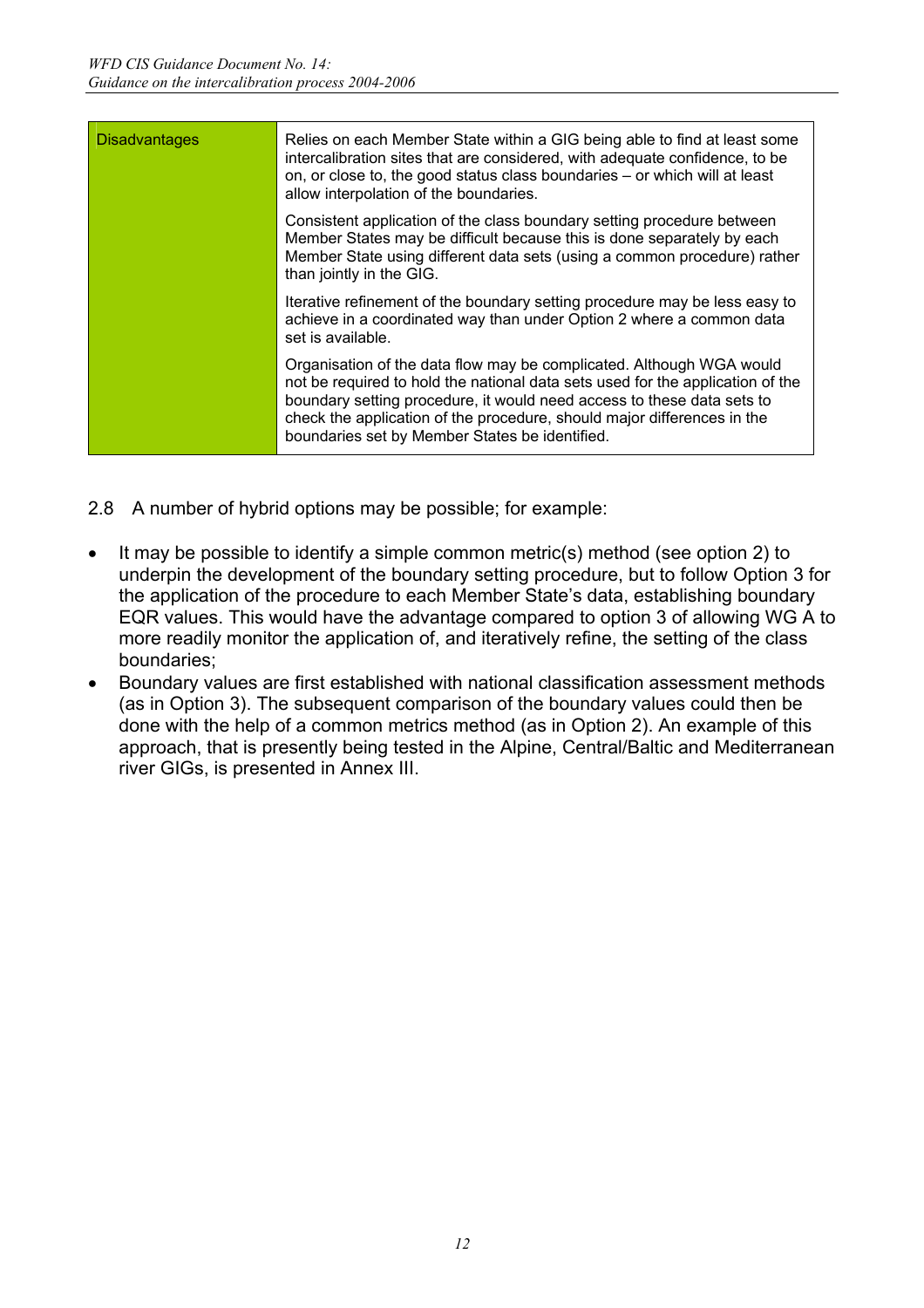| Disadvantages | Relies on each Member State within a GIG being able to find at least some intercalibration sites that are considered, with adequate confidence, to be on, or close to, the good status class boundaries – or which will at least allow interpolation of the boundaries.<br><br>Consistent application of the class boundary setting procedure between Member States may be difficult because this is done separately by each Member State using different data sets (using a common procedure) rather than jointly in the GIG.<br><br>Iterative refinement of the boundary setting procedure may be less easy to achieve in a coordinated way than under Option 2 where a common data set is available.<br><br>Organisation of the data flow may be complicated. Although WGA would not be required to hold the national data sets used for the application of the boundary setting procedure, it would need access to these data sets to check the application of the procedure, should major differences in the boundaries set by Member States be identified. |
|---|---|

2.8 A number of hybrid options may be possible; for example:

- It may be possible to identify a simple common metric(s) method (see option 2) to underpin the development of the boundary setting procedure, but to follow Option 3 for the application of the procedure to each Member State's data, establishing boundary EQR values. This would have the advantage compared to option 3 of allowing WG A to more readily monitor the application of, and iteratively refine, the setting of the class boundaries;
- Boundary values are first established with national classification assessment methods (as in Option 3). The subsequent comparison of the boundary values could then be done with the help of a common metrics method (as in Option 2). An example of this approach, that is presently being tested in the Alpine, Central/Baltic and Mediterranean river GIGs, is presented in Annex III.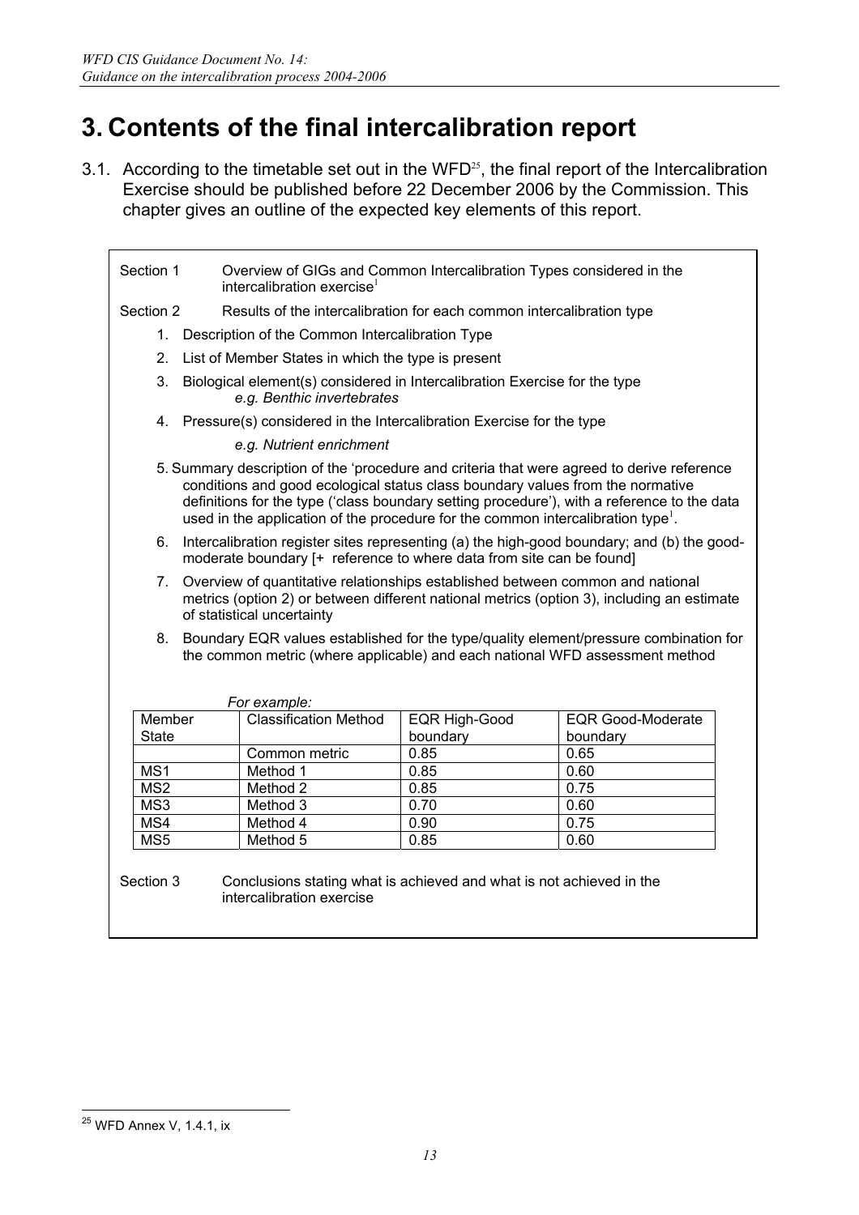# 3. Contents of the final intercalibration report

3.1. According to the timetable set out in the WFD[25], the final report of the Intercalibration Exercise should be published before 22 December 2006 by the Commission. This chapter gives an outline of the expected key elements of this report.

Section 1 Overview of GIGs and Common Intercalibration Types considered in the intercalibration exercise[1]

Section 2 Results of the intercalibration for each common intercalibration type

1. Description of the Common Intercalibration Type
2. List of Member States in which the type is present
3. Biological element(s) considered in Intercalibration Exercise for the type
   *e.g. Benthic invertebrates*
4. Pressure(s) considered in the Intercalibration Exercise for the type
   *e.g. Nutrient enrichment*
5. Summary description of the 'procedure and criteria that were agreed to derive reference conditions and good ecological status class boundary values from the normative definitions for the type ('class boundary setting procedure'), with a reference to the data used in the application of the procedure for the common intercalibration type[1].
6. Intercalibration register sites representing (a) the high-good boundary; and (b) the good-moderate boundary [+ reference to where data from site can be found]
7. Overview of quantitative relationships established between common and national metrics (option 2) or between different national metrics (option 3), including an estimate of statistical uncertainty
8. Boundary EQR values established for the type/quality element/pressure combination for the common metric (where applicable) and each national WFD assessment method

*For example:*

| Member State | Classification Method | EQR High-Good boundary | EQR Good-Moderate boundary |
|---|---|---|---|
| | Common metric | 0.85 | 0.65 |
| MS1 | Method 1 | 0.85 | 0.60 |
| MS2 | Method 2 | 0.85 | 0.75 |
| MS3 | Method 3 | 0.70 | 0.60 |
| MS4 | Method 4 | 0.90 | 0.75 |
| MS5 | Method 5 | 0.85 | 0.60 |

Section 3 Conclusions stating what is achieved and what is not achieved in the intercalibration exercise

[25] WFD Annex V, 1.4.1, ix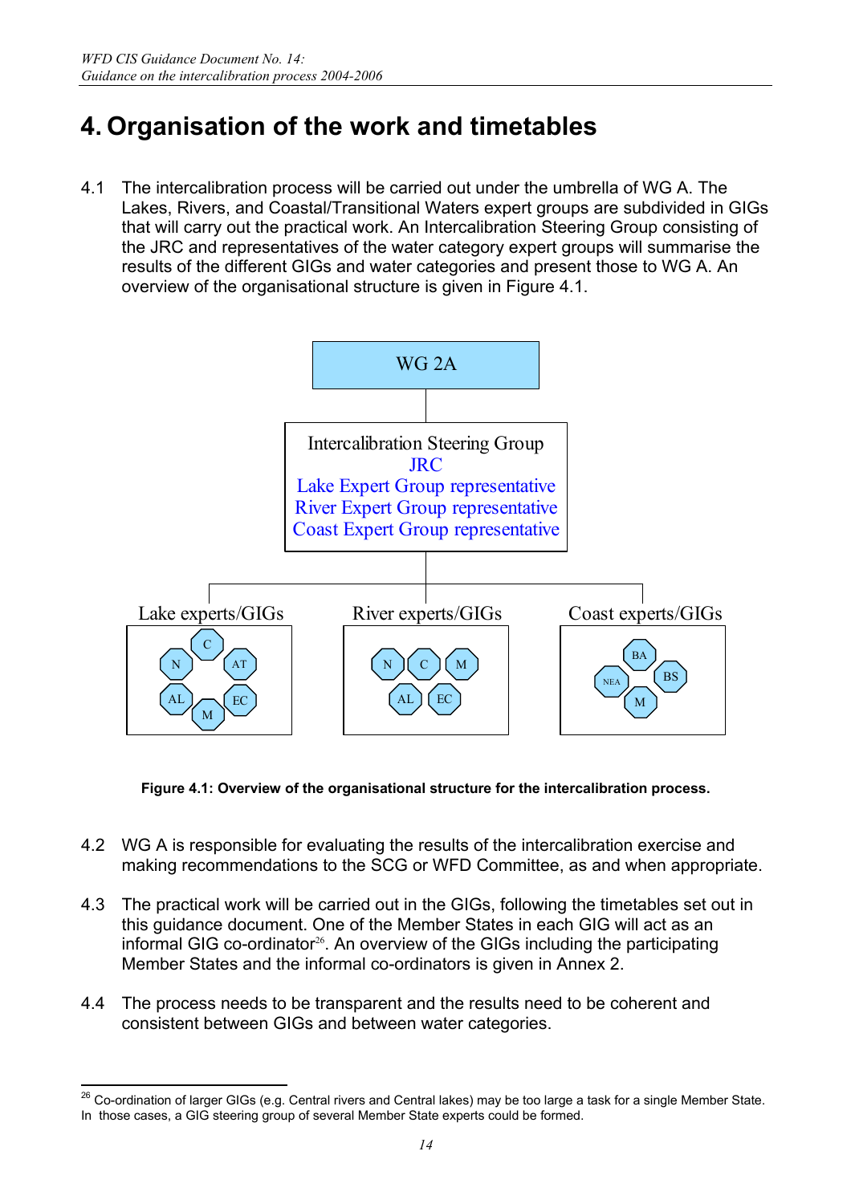# 4. Organisation of the work and timetables

4.1 The intercalibration process will be carried out under the umbrella of WG A. The Lakes, Rivers, and Coastal/Transitional Waters expert groups are subdivided in GIGs that will carry out the practical work. An Intercalibration Steering Group consisting of the JRC and representatives of the water category expert groups will summarise the results of the different GIGs and water categories and present those to WG A. An overview of the organisational structure is given in Figure 4.1.

WG 2A

Intercalibration Steering Group
JRC
Lake Expert Group representative
River Expert Group representative
Coast Expert Group representative

Lake experts/GIGs: C, N, AT, AL, EC, M

River experts/GIGs: N, C, M, AL, EC

Coast experts/GIGs: BA, NEA, BS, M

**Figure 4.1: Overview of the organisational structure for the intercalibration process.**

4.2 WG A is responsible for evaluating the results of the intercalibration exercise and making recommendations to the SCG or WFD Committee, as and when appropriate.

4.3 The practical work will be carried out in the GIGs, following the timetables set out in this guidance document. One of the Member States in each GIG will act as an informal GIG co-ordinator[26]. An overview of the GIGs including the participating Member States and the informal co-ordinators is given in Annex 2.

4.4 The process needs to be transparent and the results need to be coherent and consistent between GIGs and between water categories.

---

[26] Co-ordination of larger GIGs (e.g. Central rivers and Central lakes) may be too large a task for a single Member State. In those cases, a GIG steering group of several Member State experts could be formed.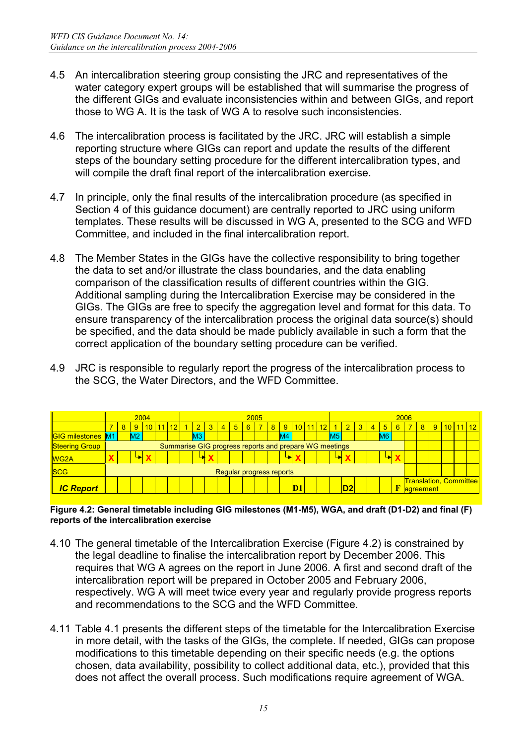4.5 An intercalibration steering group consisting the JRC and representatives of the water category expert groups will be established that will summarise the progress of the different GIGs and evaluate inconsistencies within and between GIGs, and report those to WG A. It is the task of WG A to resolve such inconsistencies.

4.6 The intercalibration process is facilitated by the JRC. JRC will establish a simple reporting structure where GIGs can report and update the results of the different steps of the boundary setting procedure for the different intercalibration types, and will compile the draft final report of the intercalibration exercise.

4.7 In principle, only the final results of the intercalibration procedure (as specified in Section 4 of this guidance document) are centrally reported to JRC using uniform templates. These results will be discussed in WG A, presented to the SCG and WFD Committee, and included in the final intercalibration report.

4.8 The Member States in the GIGs have the collective responsibility to bring together the data to set and/or illustrate the class boundaries, and the data enabling comparison of the classification results of different countries within the GIG. Additional sampling during the Intercalibration Exercise may be considered in the GIGs. The GIGs are free to specify the aggregation level and format for this data. To ensure transparency of the intercalibration process the original data source(s) should be specified, and the data should be made publicly available in such a form that the correct application of the boundary setting procedure can be verified.

4.9 JRC is responsible to regularly report the progress of the intercalibration process to the SCG, the Water Directors, and the WFD Committee.

| | 2004 | | | | | | 2005 | | | | | | | | | | | | 2006 | | | | | | | | | | | |
|---|---|---|---|---|---|---|---|---|---|---|---|---|---|---|---|---|---|---|---|---|---|---|---|---|---|---|---|---|---|---|
| | 7 | 8 | 9 | 10 | 11 | 12 | 1 | 2 | 3 | 4 | 5 | 6 | 7 | 8 | 9 | 10 | 11 | 12 | 1 | 2 | 3 | 4 | 5 | 6 | 7 | 8 | 9 | 10 | 11 | 12 |
| GIG milestones | M1 | | M2 | | | | | M3 | | | | | | | M4 | | | | M5 | | | | M6 | | | | | | | |
| Steering Group | Summarise GIG progress reports and prepare WG meetings | | | | | | | | | | | | | | | | | | | | | | | | | | | | | |
| WG2A | X | | → | X | | | | → | X | | | | | | → | X | | | → | X | | | → | X | | | | | | |
| SCG | Regular progress reports | | | | | | | | | | | | | | | | | | | | | | | | | | | | | |
| ***IC Report*** | | | | | | | | | | | | | | | | D1 | | | | D2 | | | | F | Translation, Committee agreement | | | | | |

**Figure 4.2: General timetable including GIG milestones (M1-M5), WGA, and draft (D1-D2) and final (F) reports of the intercalibration exercise**

4.10 The general timetable of the Intercalibration Exercise (Figure 4.2) is constrained by the legal deadline to finalise the intercalibration report by December 2006. This requires that WG A agrees on the report in June 2006. A first and second draft of the intercalibration report will be prepared in October 2005 and February 2006, respectively. WG A will meet twice every year and regularly provide progress reports and recommendations to the SCG and the WFD Committee.

4.11 Table 4.1 presents the different steps of the timetable for the Intercalibration Exercise in more detail, with the tasks of the GIGs, the complete. If needed, GIGs can propose modifications to this timetable depending on their specific needs (e.g. the options chosen, data availability, possibility to collect additional data, etc.), provided that this does not affect the overall process. Such modifications require agreement of WGA.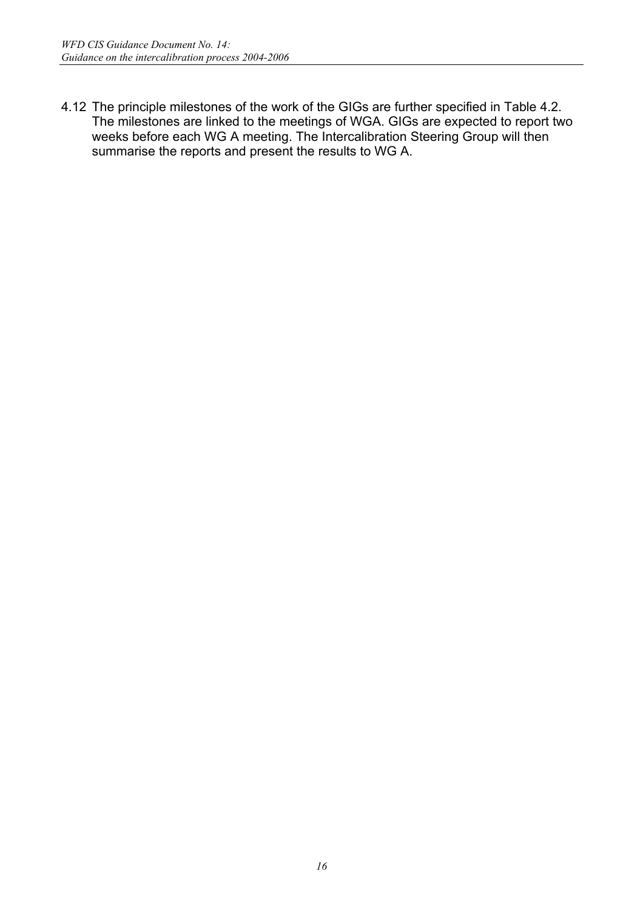4.12 The principle milestones of the work of the GIGs are further specified in Table 4.2. The milestones are linked to the meetings of WGA. GIGs are expected to report two weeks before each WG A meeting. The Intercalibration Steering Group will then summarise the reports and present the results to WG A.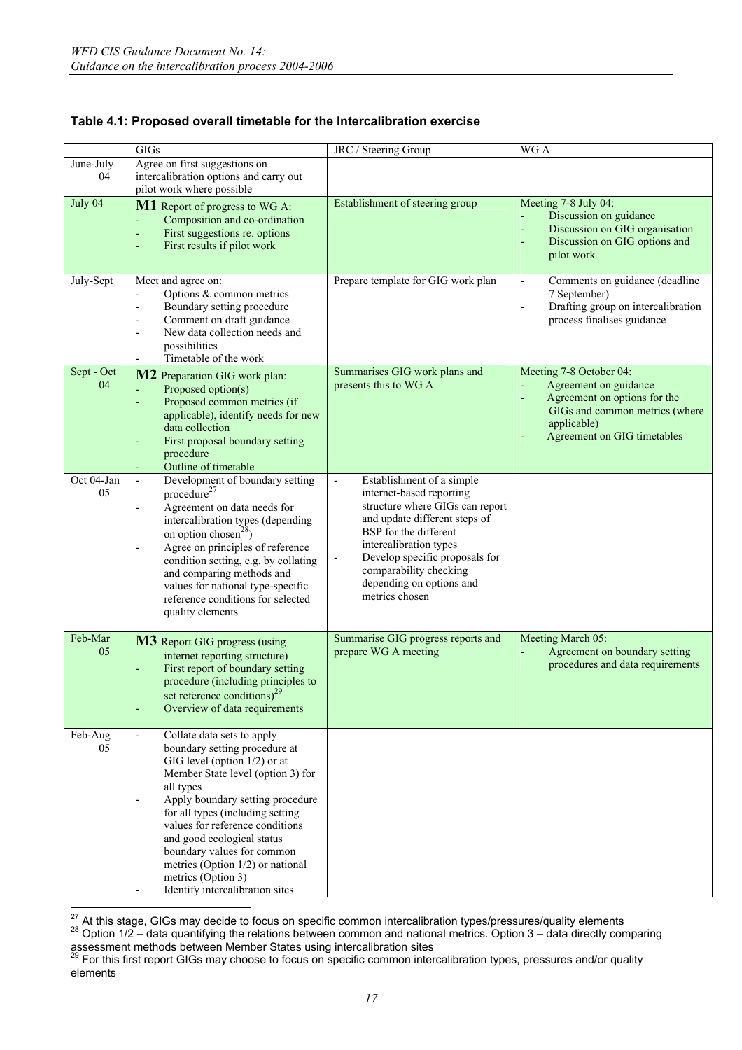**Table 4.1: Proposed overall timetable for the Intercalibration exercise**

| | GIGs | JRC / Steering Group | WG A |
|---|---|---|---|
| June-July 04 | Agree on first suggestions on intercalibration options and carry out pilot work where possible | | |
| July 04 | **M1** Report of progress to WG A:<br>- Composition and co-ordination<br>- First suggestions re. options<br>- First results if pilot work | Establishment of steering group | Meeting 7-8 July 04:<br>- Discussion on guidance<br>- Discussion on GIG organisation<br>- Discussion on GIG options and pilot work |
| July-Sept | Meet and agree on:<br>- Options & common metrics<br>- Boundary setting procedure<br>- Comment on draft guidance<br>- New data collection needs and possibilities<br>- Timetable of the work | Prepare template for GIG work plan | - Comments on guidance (deadline 7 September)<br>- Drafting group on intercalibration process finalises guidance |
| Sept - Oct 04 | **M2** Preparation GIG work plan:<br>- Proposed option(s)<br>- Proposed common metrics (if applicable), identify needs for new data collection<br>- First proposal boundary setting procedure<br>- Outline of timetable | Summarises GIG work plans and presents this to WG A | Meeting 7-8 October 04:<br>- Agreement on guidance<br>- Agreement on options for the GIGs and common metrics (where applicable)<br>- Agreement on GIG timetables |
| Oct 04-Jan 05 | - Development of boundary setting procedure[27]<br>- Agreement on data needs for intercalibration types (depending on option chosen[28])<br>- Agree on principles of reference condition setting, e.g. by collating and comparing methods and values for national type-specific reference conditions for selected quality elements | - Establishment of a simple internet-based reporting structure where GIGs can report and update different steps of BSP for the different intercalibration types<br>- Develop specific proposals for comparability checking depending on options and metrics chosen | |
| Feb-Mar 05 | **M3** Report GIG progress (using internet reporting structure)<br>- First report of boundary setting procedure (including principles to set reference conditions)[29]<br>- Overview of data requirements | Summarise GIG progress reports and prepare WG A meeting | Meeting March 05:<br>- Agreement on boundary setting procedures and data requirements |
| Feb-Aug 05 | - Collate data sets to apply boundary setting procedure at GIG level (option 1/2) or at Member State level (option 3) for all types<br>- Apply boundary setting procedure for all types (including setting values for reference conditions and good ecological status boundary values for common metrics (Option 1/2) or national metrics (Option 3)<br>- Identify intercalibration sites | | |

[27] At this stage, GIGs may decide to focus on specific common intercalibration types/pressures/quality elements

[28] Option 1/2 – data quantifying the relations between common and national metrics. Option 3 – data directly comparing assessment methods between Member States using intercalibration sites

[29] For this first report GIGs may choose to focus on specific common intercalibration types, pressures and/or quality elements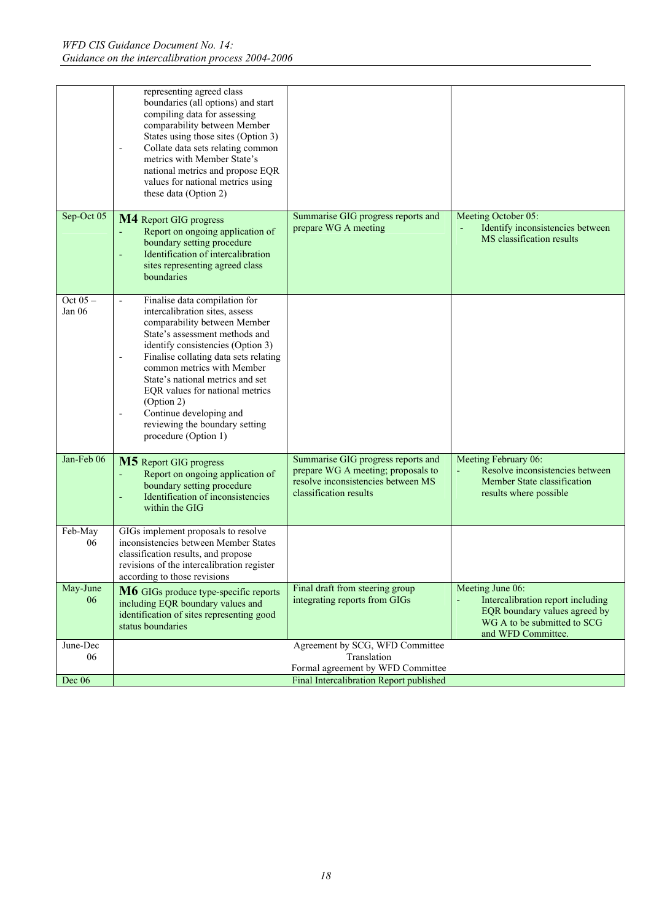| | | | |
|---|---|---|---|
| | representing agreed class boundaries (all options) and start compiling data for assessing comparability between Member States using those sites (Option 3)<br>- Collate data sets relating common metrics with Member State's national metrics and propose EQR values for national metrics using these data (Option 2) | | |
| Sep-Oct 05 | **M4** Report GIG progress<br>- Report on ongoing application of boundary setting procedure<br>- Identification of intercalibration sites representing agreed class boundaries | Summarise GIG progress reports and prepare WG A meeting | Meeting October 05:<br>- Identify inconsistencies between MS classification results |
| Oct 05 – Jan 06 | - Finalise data compilation for intercalibration sites, assess comparability between Member State's assessment methods and identify consistencies (Option 3)<br>- Finalise collating data sets relating common metrics with Member State's national metrics and set EQR values for national metrics (Option 2)<br>- Continue developing and reviewing the boundary setting procedure (Option 1) | | |
| Jan-Feb 06 | **M5** Report GIG progress<br>- Report on ongoing application of boundary setting procedure<br>- Identification of inconsistencies within the GIG | Summarise GIG progress reports and prepare WG A meeting; proposals to resolve inconsistencies between MS classification results | Meeting February 06:<br>- Resolve inconsistencies between Member State classification results where possible |
| Feb-May 06 | GIGs implement proposals to resolve inconsistencies between Member States classification results, and propose revisions of the intercalibration register according to those revisions | | |
| May-June 06 | **M6** GIGs produce type-specific reports including EQR boundary values and identification of sites representing good status boundaries | Final draft from steering group integrating reports from GIGs | Meeting June 06:<br>- Intercalibration report including EQR boundary values agreed by WG A to be submitted to SCG and WFD Committee. |
| June-Dec 06 | | Agreement by SCG, WFD Committee<br>Translation<br>Formal agreement by WFD Committee | |
| Dec 06 | | Final Intercalibration Report published | |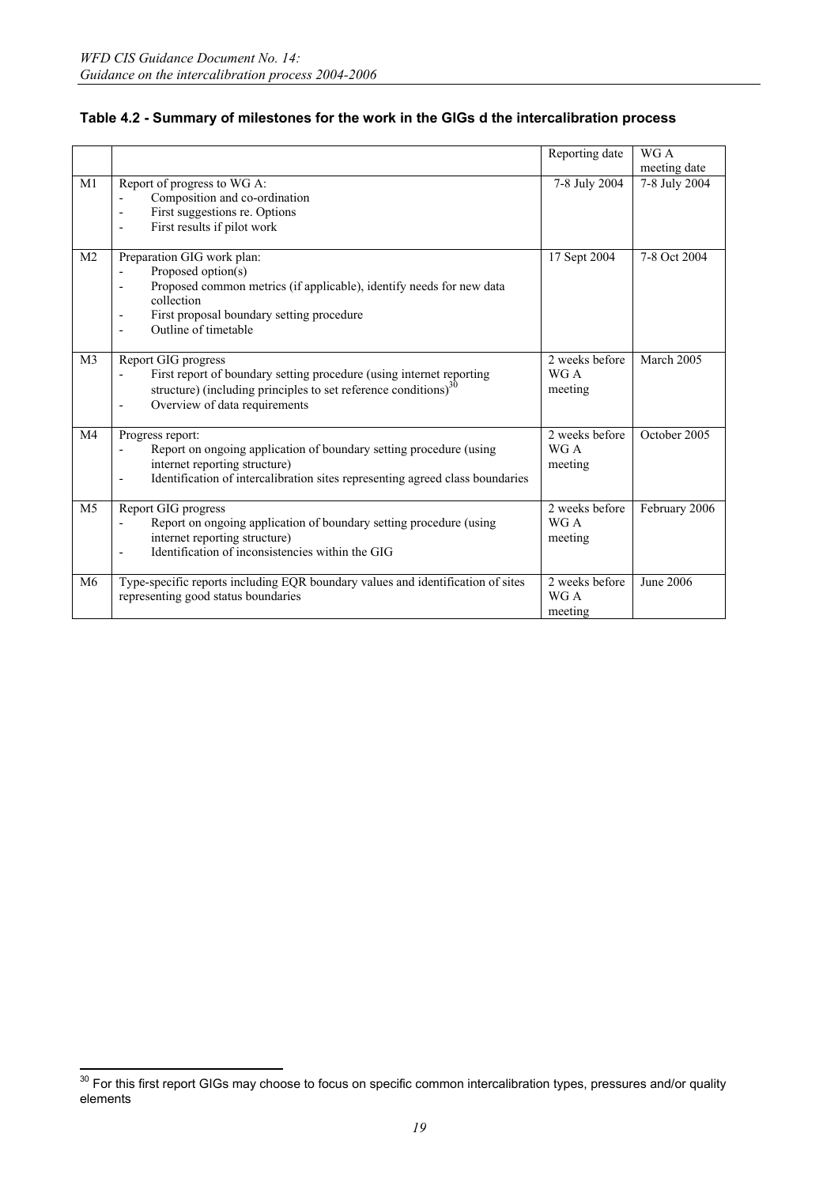**Table 4.2 - Summary of milestones for the work in the GIGs d the intercalibration process**

| | | Reporting date | WG A meeting date |
|---|---|---|---|
| M1 | Report of progress to WG A:<br>- Composition and co-ordination<br>- First suggestions re. Options<br>- First results if pilot work | 7-8 July 2004 | 7-8 July 2004 |
| M2 | Preparation GIG work plan:<br>- Proposed option(s)<br>- Proposed common metrics (if applicable), identify needs for new data collection<br>- First proposal boundary setting procedure<br>- Outline of timetable | 17 Sept 2004 | 7-8 Oct 2004 |
| M3 | Report GIG progress<br>- First report of boundary setting procedure (using internet reporting structure) (including principles to set reference conditions)[30]<br>- Overview of data requirements | 2 weeks before WG A meeting | March 2005 |
| M4 | Progress report:<br>- Report on ongoing application of boundary setting procedure (using internet reporting structure)<br>- Identification of intercalibration sites representing agreed class boundaries | 2 weeks before WG A meeting | October 2005 |
| M5 | Report GIG progress<br>- Report on ongoing application of boundary setting procedure (using internet reporting structure)<br>- Identification of inconsistencies within the GIG | 2 weeks before WG A meeting | February 2006 |
| M6 | Type-specific reports including EQR boundary values and identification of sites representing good status boundaries | 2 weeks before WG A meeting | June 2006 |

[30] For this first report GIGs may choose to focus on specific common intercalibration types, pressures and/or quality elements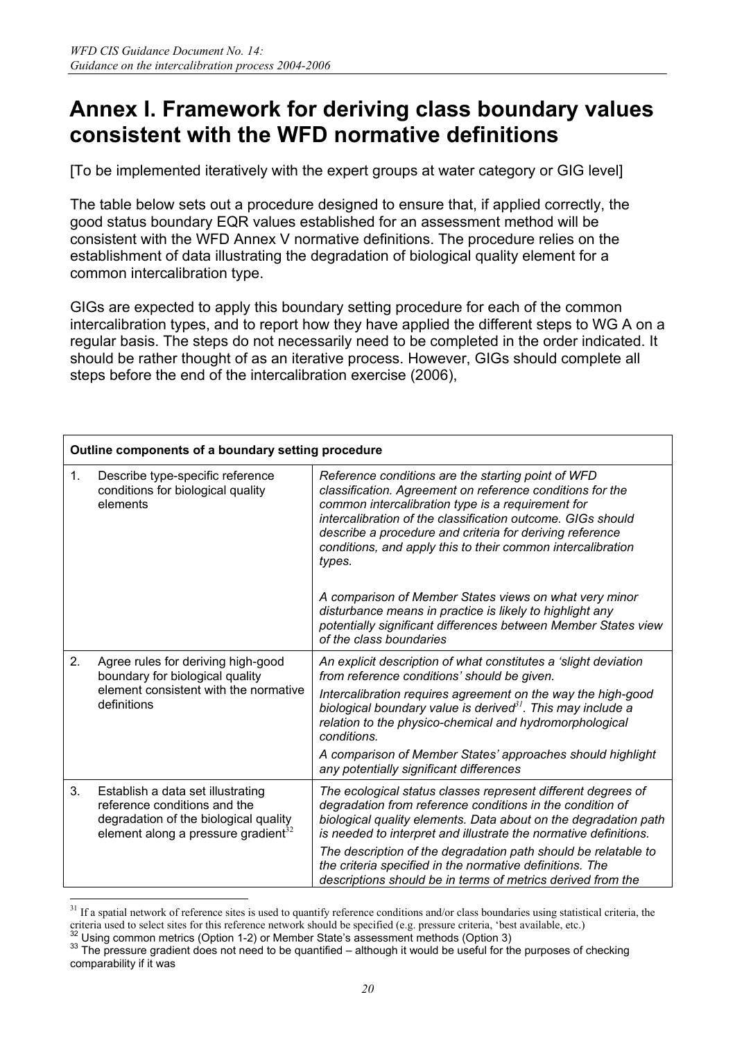# Annex I. Framework for deriving class boundary values consistent with the WFD normative definitions

[To be implemented iteratively with the expert groups at water category or GIG level]

The table below sets out a procedure designed to ensure that, if applied correctly, the good status boundary EQR values established for an assessment method will be consistent with the WFD Annex V normative definitions. The procedure relies on the establishment of data illustrating the degradation of biological quality element for a common intercalibration type.

GIGs are expected to apply this boundary setting procedure for each of the common intercalibration types, and to report how they have applied the different steps to WG A on a regular basis. The steps do not necessarily need to be completed in the order indicated. It should be rather thought of as an iterative process. However, GIGs should complete all steps before the end of the intercalibration exercise (2006),

| **Outline components of a boundary setting procedure** | | |
|---|---|---|
| 1. | Describe type-specific reference conditions for biological quality elements | *Reference conditions are the starting point of WFD classification. Agreement on reference conditions for the common intercalibration type is a requirement for intercalibration of the classification outcome. GIGs should describe a procedure and criteria for deriving reference conditions, and apply this to their common intercalibration types.*<br><br>*A comparison of Member States views on what very minor disturbance means in practice is likely to highlight any potentially significant differences between Member States view of the class boundaries* |
| 2. | Agree rules for deriving high-good boundary for biological quality element consistent with the normative definitions | *An explicit description of what constitutes a 'slight deviation from reference conditions' should be given.*<br><br>*Intercalibration requires agreement on the way the high-good biological boundary value is derived[31]. This may include a relation to the physico-chemical and hydromorphological conditions.*<br><br>*A comparison of Member States' approaches should highlight any potentially significant differences* |
| 3. | Establish a data set illustrating reference conditions and the degradation of the biological quality element along a pressure gradient[32] | *The ecological status classes represent different degrees of degradation from reference conditions in the condition of biological quality elements. Data about on the degradation path is needed to interpret and illustrate the normative definitions.*<br><br>*The description of the degradation path should be relatable to the criteria specified in the normative definitions. The descriptions should be in terms of metrics derived from the* |

[31] If a spatial network of reference sites is used to quantify reference conditions and/or class boundaries using statistical criteria, the criteria used to select sites for this reference network should be specified (e.g. pressure criteria, 'best available, etc.)

[32] Using common metrics (Option 1-2) or Member State's assessment methods (Option 3)

[33] The pressure gradient does not need to be quantified – although it would be useful for the purposes of checking comparability if it was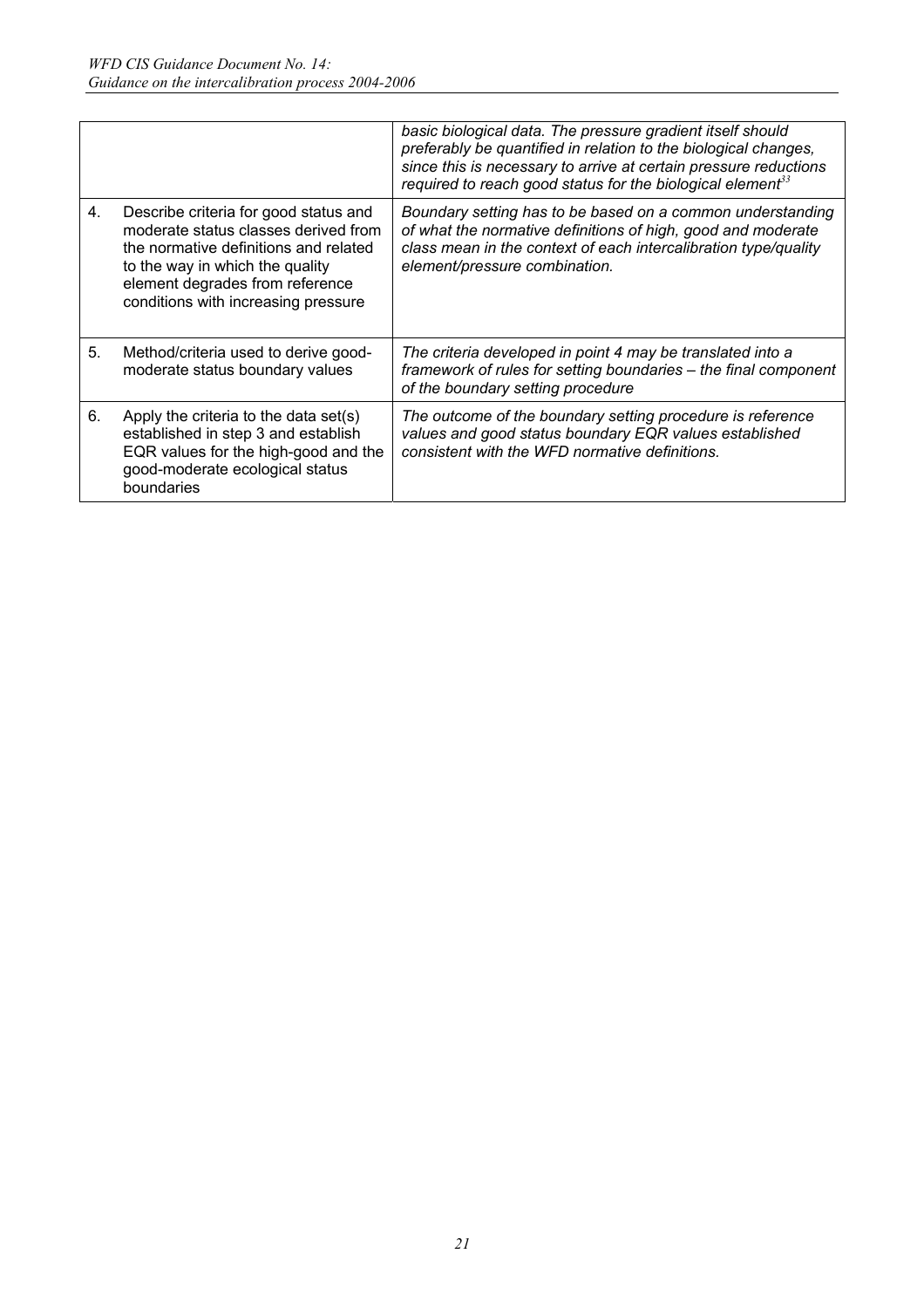| | | |
|---|---|---|
| | | *basic biological data. The pressure gradient itself should preferably be quantified in relation to the biological changes, since this is necessary to arrive at certain pressure reductions required to reach good status for the biological element*[33] |
| 4. | Describe criteria for good status and moderate status classes derived from the normative definitions and related to the way in which the quality element degrades from reference conditions with increasing pressure | *Boundary setting has to be based on a common understanding of what the normative definitions of high, good and moderate class mean in the context of each intercalibration type/quality element/pressure combination.* |
| 5. | Method/criteria used to derive good-moderate status boundary values | *The criteria developed in point 4 may be translated into a framework of rules for setting boundaries – the final component of the boundary setting procedure* |
| 6. | Apply the criteria to the data set(s) established in step 3 and establish EQR values for the high-good and the good-moderate ecological status boundaries | *The outcome of the boundary setting procedure is reference values and good status boundary EQR values established consistent with the WFD normative definitions.* |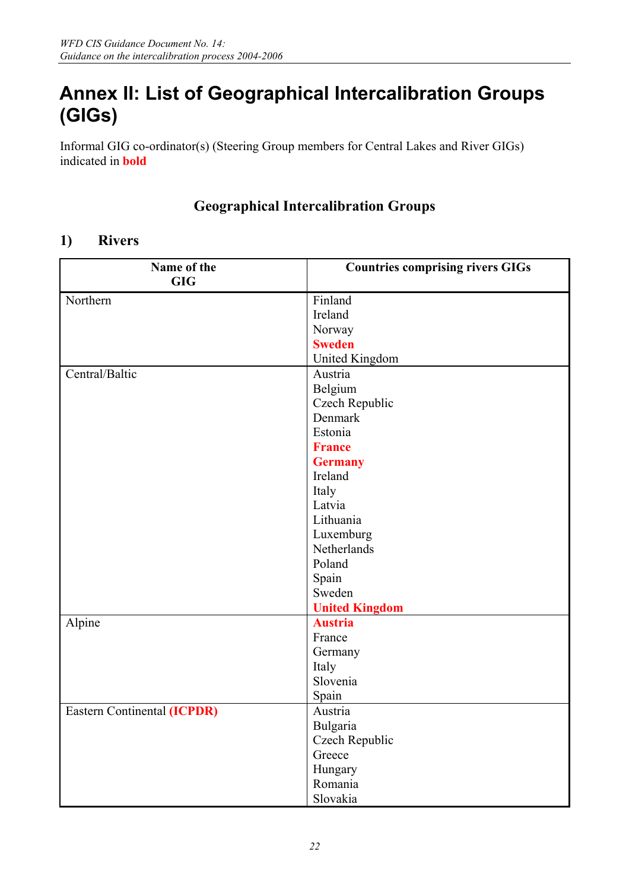# Annex II: List of Geographical Intercalibration Groups (GIGs)

Informal GIG co-ordinator(s) (Steering Group members for Central Lakes and River GIGs) indicated in **bold**

## Geographical Intercalibration Groups

### 1) Rivers

| Name of the GIG | Countries comprising rivers GIGs |
|---|---|
| Northern | Finland<br>Ireland<br>Norway<br>**Sweden**<br>United Kingdom |
| Central/Baltic | Austria<br>Belgium<br>Czech Republic<br>Denmark<br>Estonia<br>**France**<br>**Germany**<br>Ireland<br>Italy<br>Latvia<br>Lithuania<br>Luxemburg<br>Netherlands<br>Poland<br>Spain<br>Sweden<br>**United Kingdom** |
| Alpine | **Austria**<br>France<br>Germany<br>Italy<br>Slovenia<br>Spain |
| Eastern Continental **(ICPDR)** | Austria<br>Bulgaria<br>Czech Republic<br>Greece<br>Hungary<br>Romania<br>Slovakia |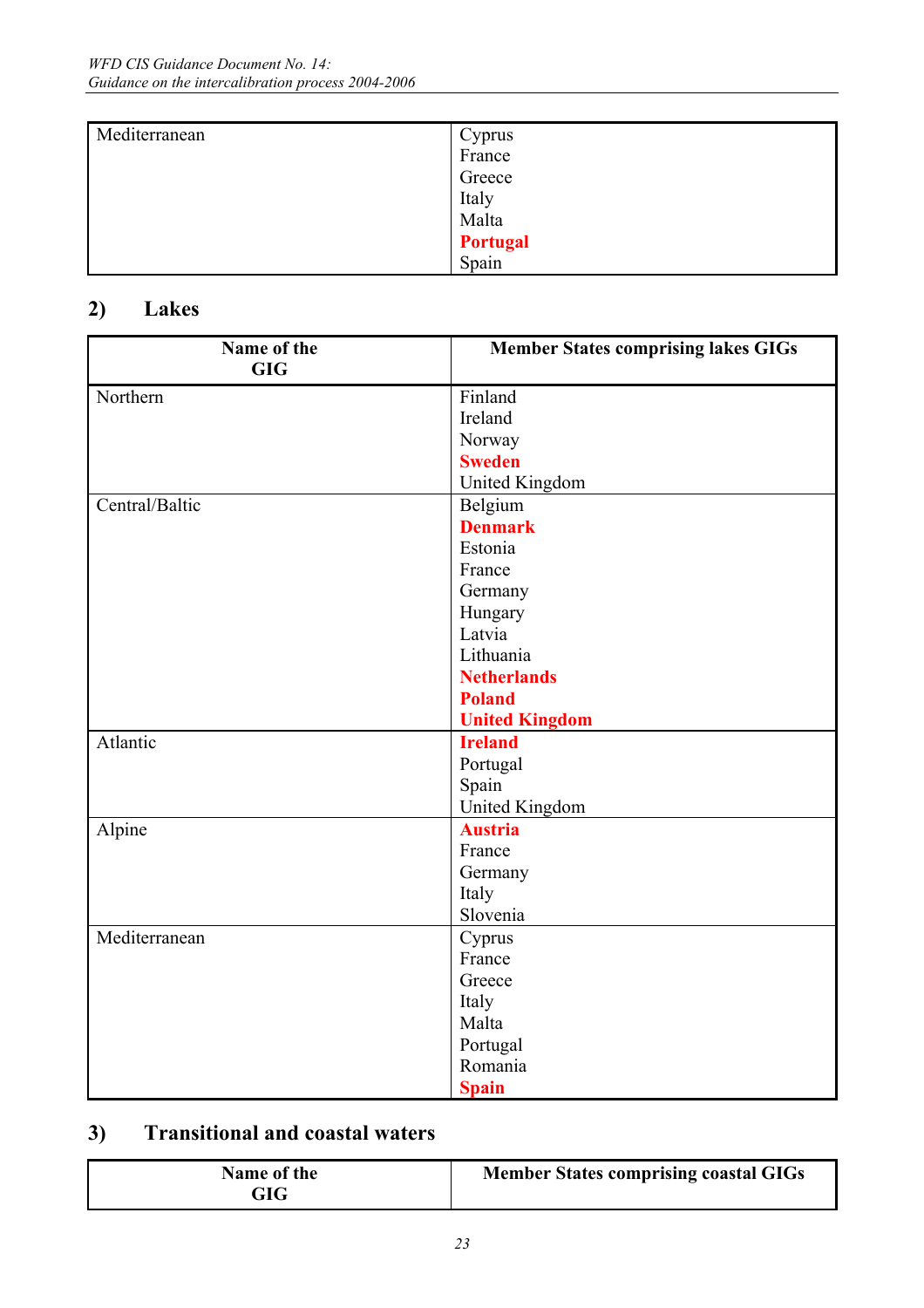| Mediterranean | Cyprus<br>France<br>Greece<br>Italy<br>Malta<br>**Portugal**<br>Spain |
|---|---|

## 2) Lakes

| Name of the GIG | Member States comprising lakes GIGs |
|---|---|
| Northern | Finland<br>Ireland<br>Norway<br>**Sweden**<br>United Kingdom |
| Central/Baltic | Belgium<br>**Denmark**<br>Estonia<br>France<br>Germany<br>Hungary<br>Latvia<br>Lithuania<br>**Netherlands**<br>**Poland**<br>**United Kingdom** |
| Atlantic | **Ireland**<br>Portugal<br>Spain<br>United Kingdom |
| Alpine | **Austria**<br>France<br>Germany<br>Italy<br>Slovenia |
| Mediterranean | Cyprus<br>France<br>Greece<br>Italy<br>Malta<br>Portugal<br>Romania<br>**Spain** |

## 3) Transitional and coastal waters

| Name of the GIG | Member States comprising coastal GIGs |
|---|---|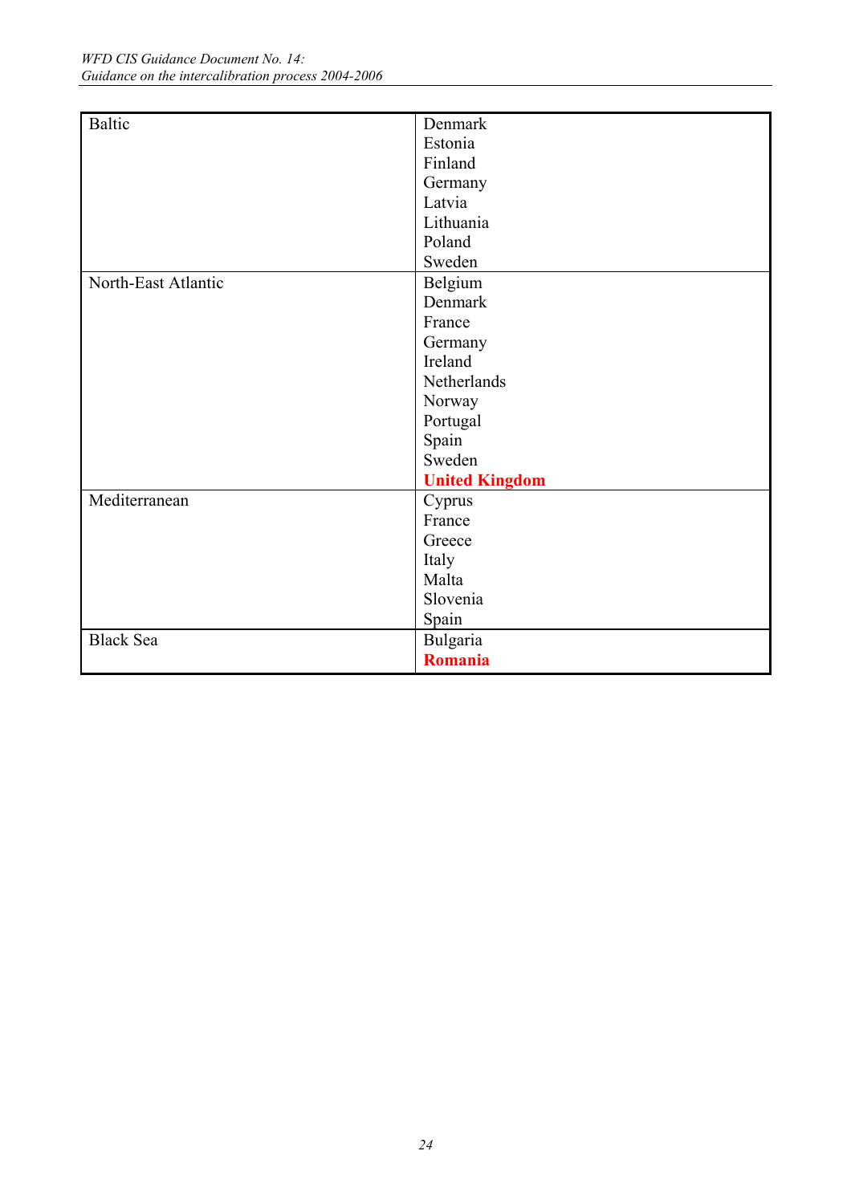| | |
|---|---|
| Baltic | Denmark<br>Estonia<br>Finland<br>Germany<br>Latvia<br>Lithuania<br>Poland<br>Sweden |
| North-East Atlantic | Belgium<br>Denmark<br>France<br>Germany<br>Ireland<br>Netherlands<br>Norway<br>Portugal<br>Spain<br>Sweden<br>**United Kingdom** |
| Mediterranean | Cyprus<br>France<br>Greece<br>Italy<br>Malta<br>Slovenia<br>Spain |
| Black Sea | Bulgaria<br>**Romania** |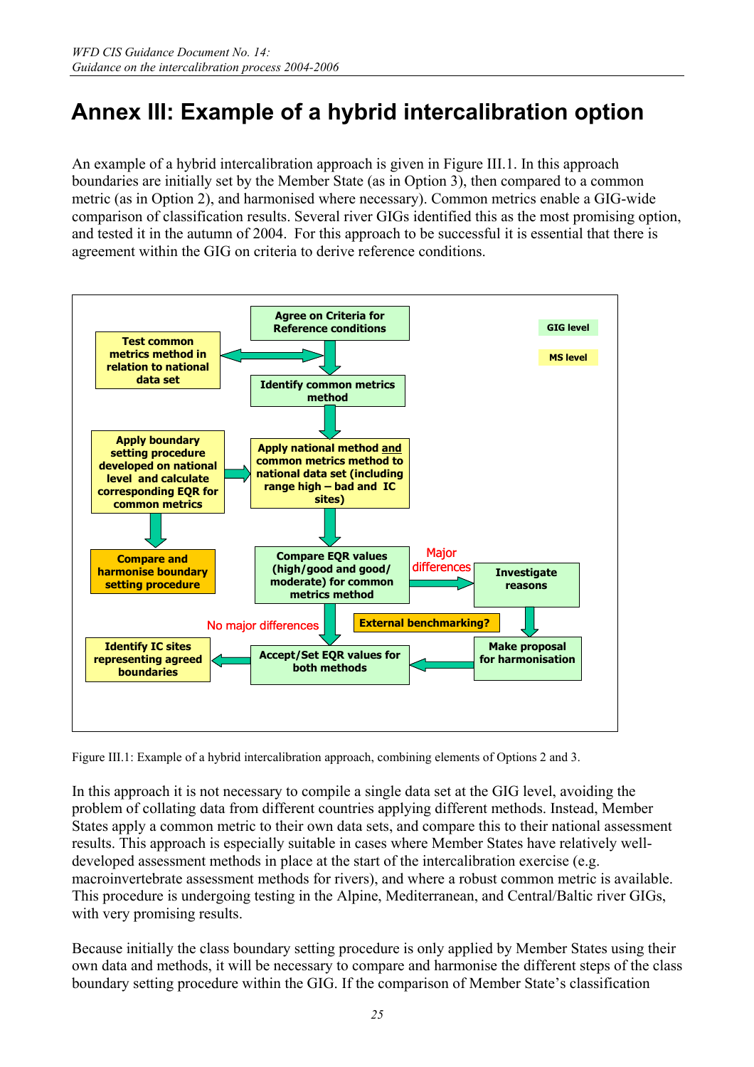# Annex III: Example of a hybrid intercalibration option

An example of a hybrid intercalibration approach is given in Figure III.1. In this approach boundaries are initially set by the Member State (as in Option 3), then compared to a common metric (as in Option 2), and harmonised where necessary). Common metrics enable a GIG-wide comparison of classification results. Several river GIGs identified this as the most promising option, and tested it in the autumn of 2004. For this approach to be successful it is essential that there is agreement within the GIG on criteria to derive reference conditions.

GIG level

MS level

Agree on Criteria for Reference conditions

Test common metrics method in relation to national data set

Identify common metrics method

Apply boundary setting procedure developed on national level and calculate corresponding EQR for common metrics

Apply national method and common metrics method to national data set (including range high – bad and IC sites)

Compare and harmonise boundary setting procedure

Compare EQR values (high/good and good/ moderate) for common metrics method

Major differences

Investigate reasons

No major differences

External benchmarking?

Identify IC sites representing agreed boundaries

Accept/Set EQR values for both methods

Make proposal for harmonisation

Figure III.1: Example of a hybrid intercalibration approach, combining elements of Options 2 and 3.

In this approach it is not necessary to compile a single data set at the GIG level, avoiding the problem of collating data from different countries applying different methods. Instead, Member States apply a common metric to their own data sets, and compare this to their national assessment results. This approach is especially suitable in cases where Member States have relatively well-developed assessment methods in place at the start of the intercalibration exercise (e.g. macroinvertebrate assessment methods for rivers), and where a robust common metric is available. This procedure is undergoing testing in the Alpine, Mediterranean, and Central/Baltic river GIGs, with very promising results.

Because initially the class boundary setting procedure is only applied by Member States using their own data and methods, it will be necessary to compare and harmonise the different steps of the class boundary setting procedure within the GIG. If the comparison of Member State's classification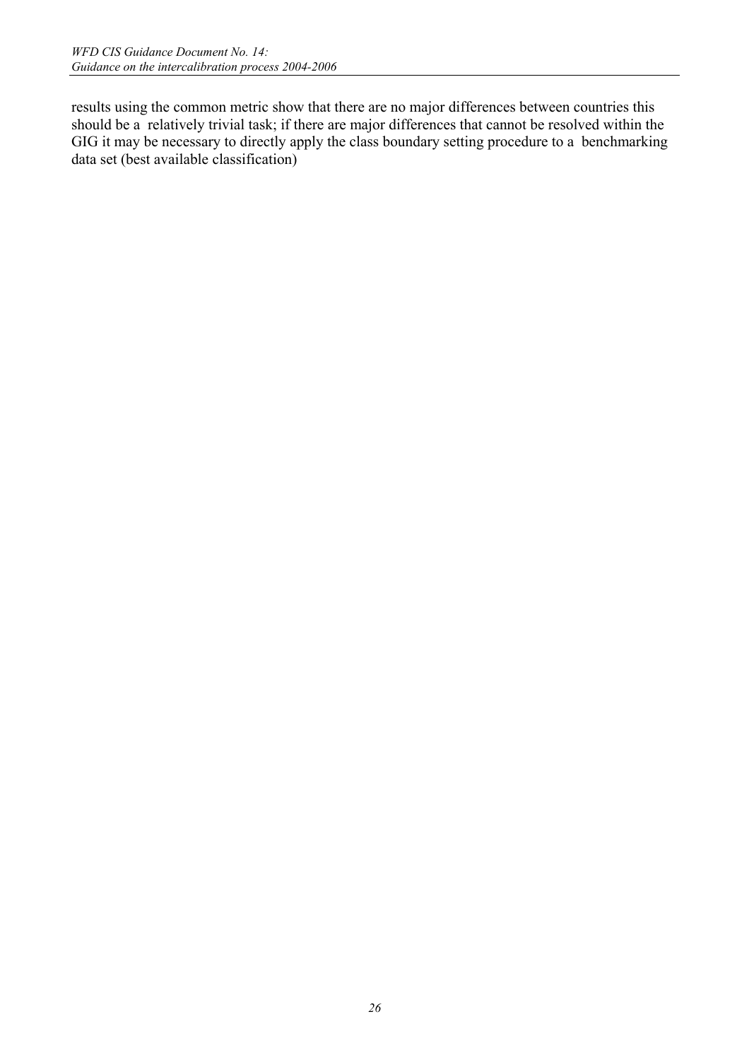results using the common metric show that there are no major differences between countries this should be a relatively trivial task; if there are major differences that cannot be resolved within the GIG it may be necessary to directly apply the class boundary setting procedure to a benchmarking data set (best available classification)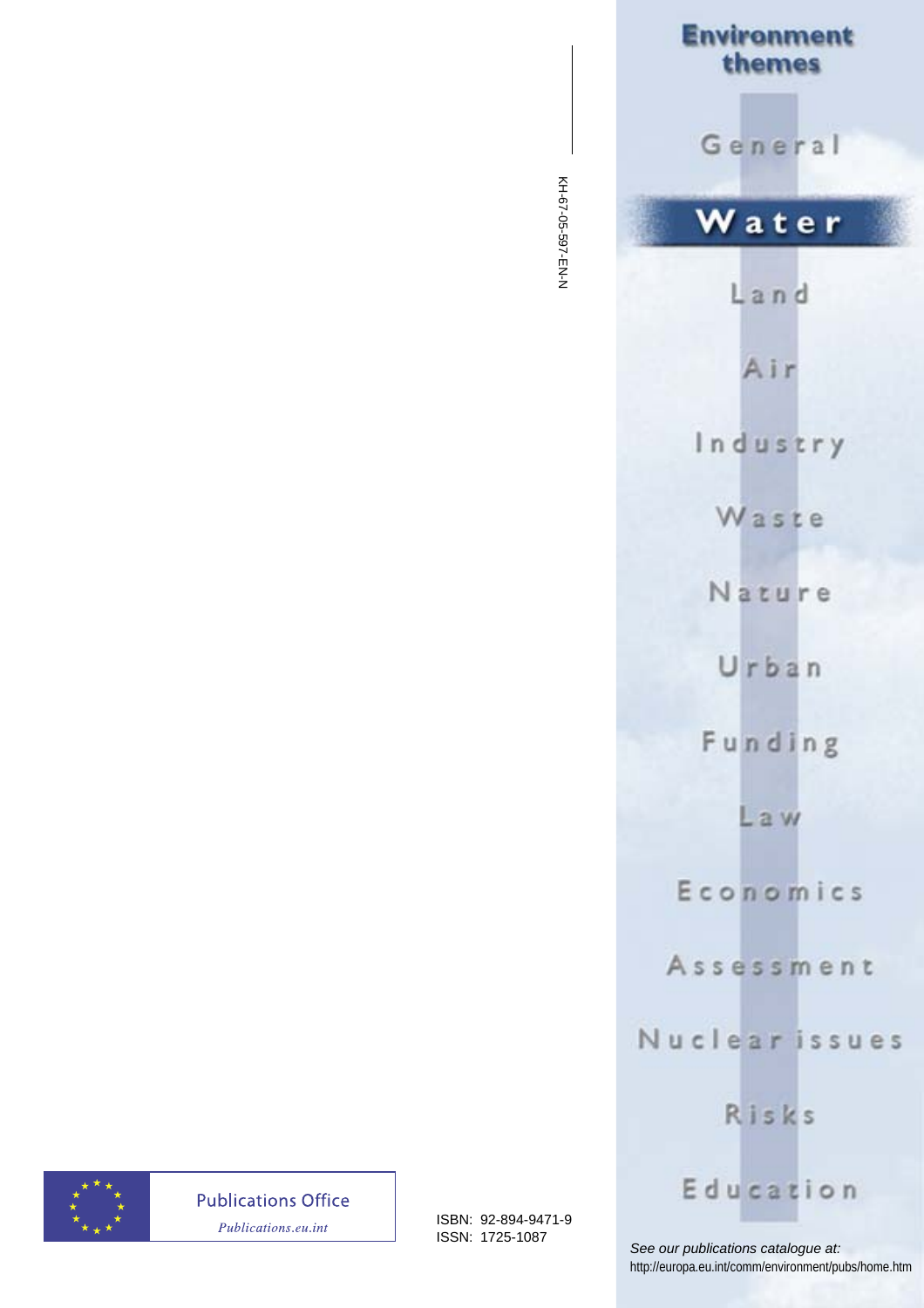KH-67-05-597-EN-N

## Environment themes

- General
- **Water**
- Land
- Air
- Industry
- Waste
- Nature
- Urban
- Funding
- Law
- Economics
- Assessment
- Nuclear issues
- Risks
- Education

Publications Office
*Publications.eu.int*

ISBN: 92-894-9471-9
ISSN: 1725-1087

*See our publications catalogue at:*
http://europa.eu.int/comm/environment/pubs/home.htm